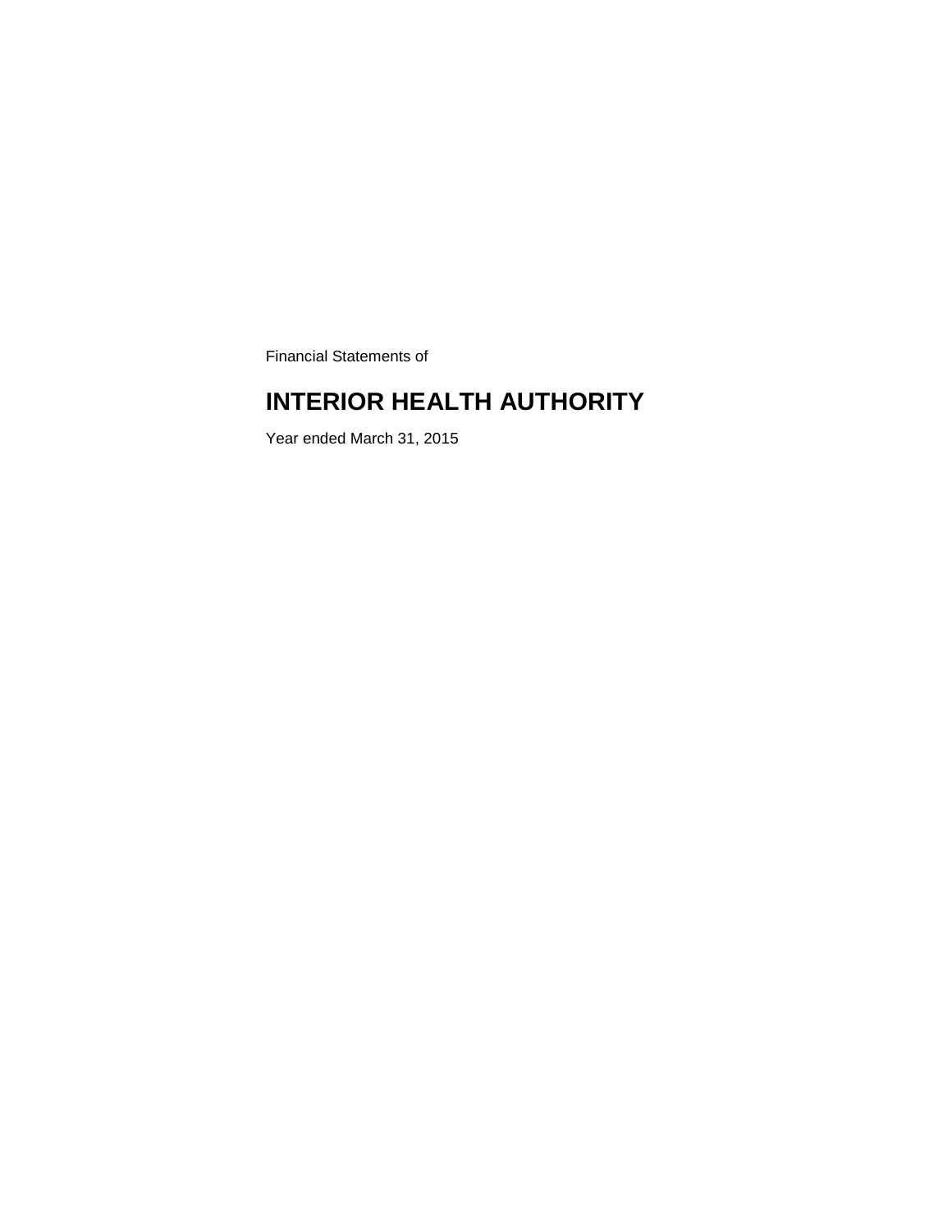Financial Statements of

# INTERIOR HEALTH AUTHORITY

Year ended March 31, 2015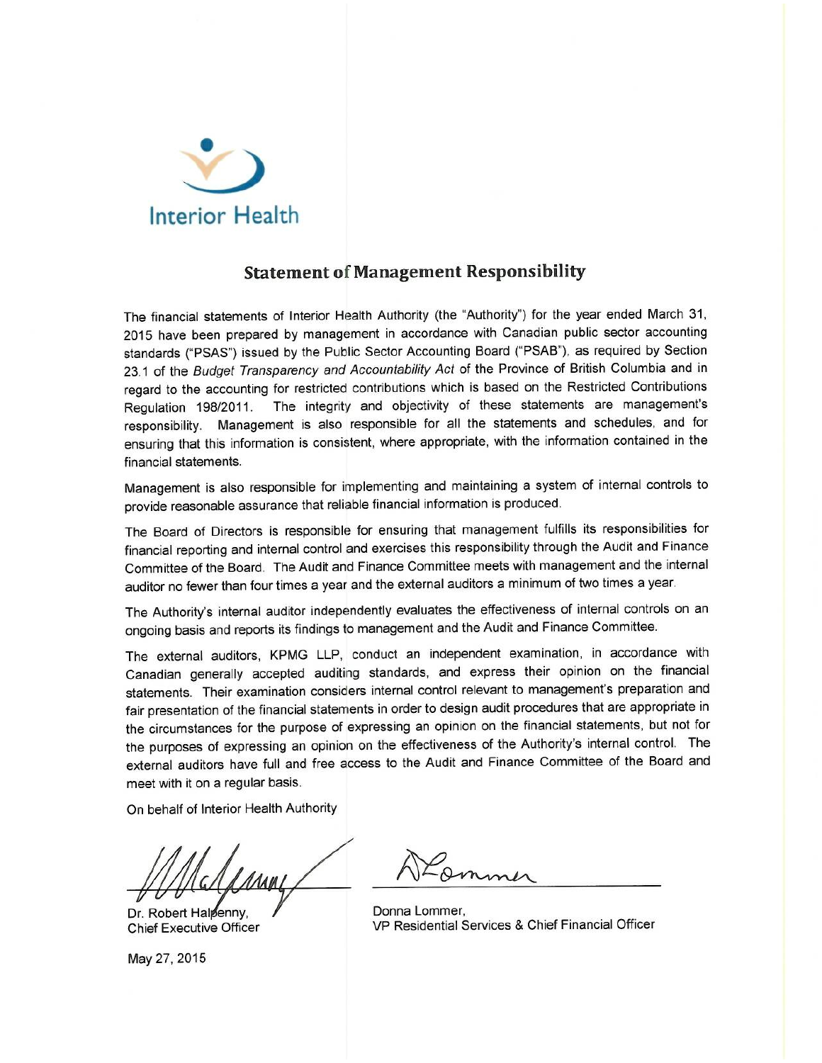Interior Health

## Statement of Management Responsibility

The financial statements of Interior Health Authority (the "Authority") for the year ended March 31, 2015 have been prepared by management in accordance with Canadian public sector accounting standards ("PSAS") issued by the Public Sector Accounting Board ("PSAB"), as required by Section 23.1 of the *Budget Transparency and Accountability Act* of the Province of British Columbia and in regard to the accounting for restricted contributions which is based on the Restricted Contributions Regulation 198/2011. The integrity and objectivity of these statements are management's responsibility. Management is also responsible for all the statements and schedules, and for ensuring that this information is consistent, where appropriate, with the information contained in the financial statements.

Management is also responsible for implementing and maintaining a system of internal controls to provide reasonable assurance that reliable financial information is produced.

The Board of Directors is responsible for ensuring that management fulfills its responsibilities for financial reporting and internal control and exercises this responsibility through the Audit and Finance Committee of the Board. The Audit and Finance Committee meets with management and the internal auditor no fewer than four times a year and the external auditors a minimum of two times a year.

The Authority's internal auditor independently evaluates the effectiveness of internal controls on an ongoing basis and reports its findings to management and the Audit and Finance Committee.

The external auditors, KPMG LLP, conduct an independent examination, in accordance with Canadian generally accepted auditing standards, and express their opinion on the financial statements. Their examination considers internal control relevant to management's preparation and fair presentation of the financial statements in order to design audit procedures that are appropriate in the circumstances for the purpose of expressing an opinion on the financial statements, but not for the purposes of expressing an opinion on the effectiveness of the Authority's internal control. The external auditors have full and free access to the Audit and Finance Committee of the Board and meet with it on a regular basis.

On behalf of Interior Health Authority

Dr. Robert Halpenny,
Chief Executive Officer

Donna Lommer,
VP Residential Services & Chief Financial Officer

May 27, 2015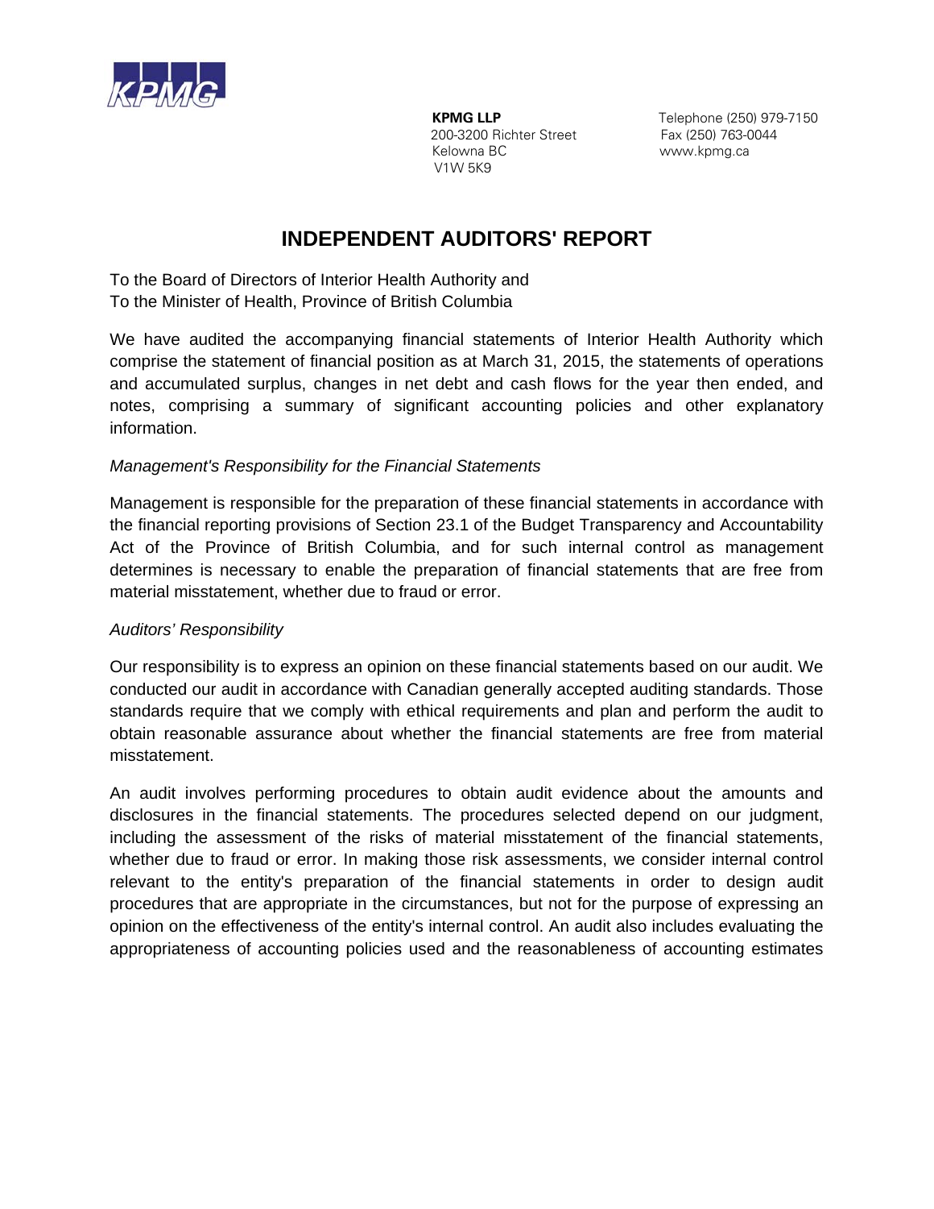KPMG

**KPMG LLP**
200-3200 Richter Street
Kelowna BC
V1W 5K9

Telephone (250) 979-7150
Fax (250) 763-0044
www.kpmg.ca

# INDEPENDENT AUDITORS' REPORT

To the Board of Directors of Interior Health Authority and
To the Minister of Health, Province of British Columbia

We have audited the accompanying financial statements of Interior Health Authority which comprise the statement of financial position as at March 31, 2015, the statements of operations and accumulated surplus, changes in net debt and cash flows for the year then ended, and notes, comprising a summary of significant accounting policies and other explanatory information.

*Management's Responsibility for the Financial Statements*

Management is responsible for the preparation of these financial statements in accordance with the financial reporting provisions of Section 23.1 of the Budget Transparency and Accountability Act of the Province of British Columbia, and for such internal control as management determines is necessary to enable the preparation of financial statements that are free from material misstatement, whether due to fraud or error.

*Auditors' Responsibility*

Our responsibility is to express an opinion on these financial statements based on our audit. We conducted our audit in accordance with Canadian generally accepted auditing standards. Those standards require that we comply with ethical requirements and plan and perform the audit to obtain reasonable assurance about whether the financial statements are free from material misstatement.

An audit involves performing procedures to obtain audit evidence about the amounts and disclosures in the financial statements. The procedures selected depend on our judgment, including the assessment of the risks of material misstatement of the financial statements, whether due to fraud or error. In making those risk assessments, we consider internal control relevant to the entity's preparation of the financial statements in order to design audit procedures that are appropriate in the circumstances, but not for the purpose of expressing an opinion on the effectiveness of the entity's internal control. An audit also includes evaluating the appropriateness of accounting policies used and the reasonableness of accounting estimates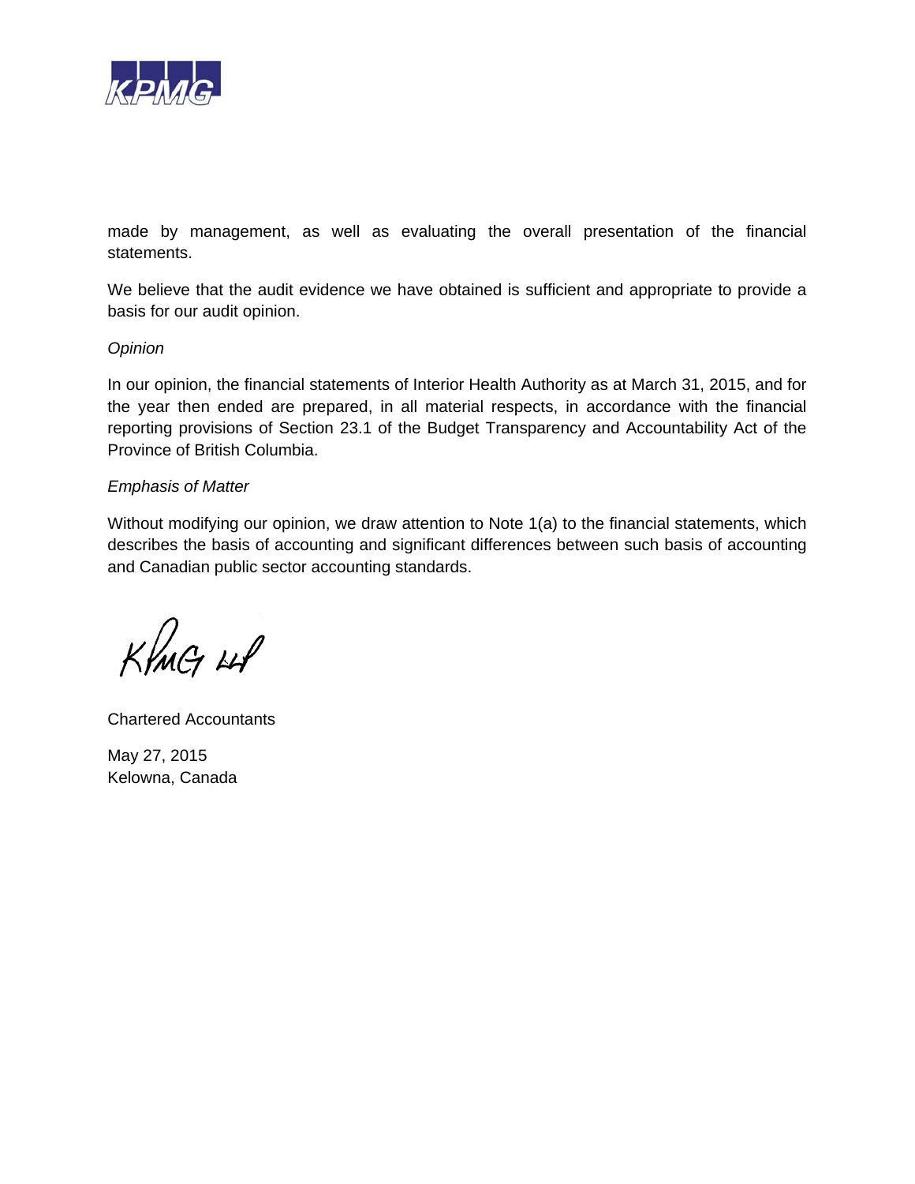made by management, as well as evaluating the overall presentation of the financial statements.

We believe that the audit evidence we have obtained is sufficient and appropriate to provide a basis for our audit opinion.

*Opinion*

In our opinion, the financial statements of Interior Health Authority as at March 31, 2015, and for the year then ended are prepared, in all material respects, in accordance with the financial reporting provisions of Section 23.1 of the Budget Transparency and Accountability Act of the Province of British Columbia.

*Emphasis of Matter*

Without modifying our opinion, we draw attention to Note 1(a) to the financial statements, which describes the basis of accounting and significant differences between such basis of accounting and Canadian public sector accounting standards.

KPMG LLP

Chartered Accountants

May 27, 2015
Kelowna, Canada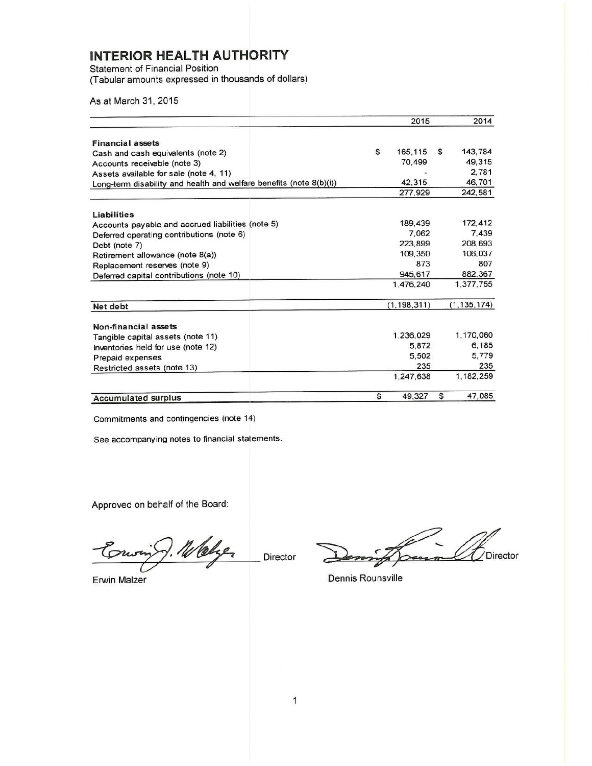# INTERIOR HEALTH AUTHORITY

Statement of Financial Position
(Tabular amounts expressed in thousands of dollars)

As at March 31, 2015

| | 2015 | 2014 |
|---|---|---|
| **Financial assets** | | |
| Cash and cash equivalents (note 2) | $ 165,115 | $ 143,784 |
| Accounts receivable (note 3) | 70,499 | 49,315 |
| Assets available for sale (note 4, 11) | - | 2,781 |
| Long-term disability and health and welfare benefits (note 8(b)(i)) | 42,315 | 46,701 |
| | 277,929 | 242,581 |
| **Liabilities** | | |
| Accounts payable and accrued liabilities (note 5) | 189,439 | 172,412 |
| Deferred operating contributions (note 6) | 7,062 | 7,439 |
| Debt (note 7) | 223,899 | 208,693 |
| Retirement allowance (note 8(a)) | 109,350 | 106,037 |
| Replacement reserves (note 9) | 873 | 807 |
| Deferred capital contributions (note 10) | 945,617 | 882,367 |
| | 1,476,240 | 1,377,755 |
| **Net debt** | (1,198,311) | (1,135,174) |
| **Non-financial assets** | | |
| Tangible capital assets (note 11) | 1,236,029 | 1,170,060 |
| Inventories held for use (note 12) | 5,872 | 6,185 |
| Prepaid expenses | 5,502 | 5,779 |
| Restricted assets (note 13) | 235 | 235 |
| | 1,247,638 | 1,182,259 |
| **Accumulated surplus** | $ 49,327 | $ 47,085 |

Commitments and contingencies (note 14)

See accompanying notes to financial statements.

Approved on behalf of the Board:

Erwin Malzer, Director

Dennis Rounsville, Director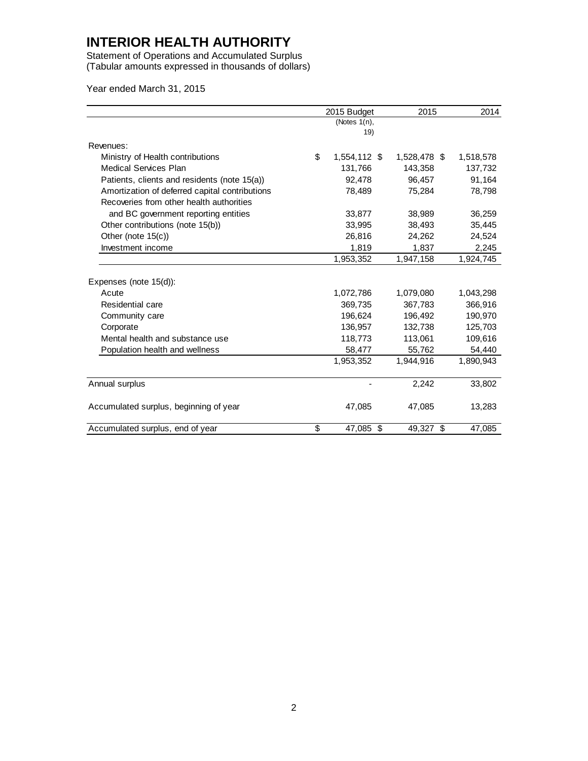# INTERIOR HEALTH AUTHORITY

Statement of Operations and Accumulated Surplus
(Tabular amounts expressed in thousands of dollars)

Year ended March 31, 2015

| | 2015 Budget (Notes 1(n), 19) | 2015 | 2014 |
|---|---|---|---|
| Revenues: | | | |
| Ministry of Health contributions | $ 1,554,112 | $ 1,528,478 | $ 1,518,578 |
| Medical Services Plan | 131,766 | 143,358 | 137,732 |
| Patients, clients and residents (note 15(a)) | 92,478 | 96,457 | 91,164 |
| Amortization of deferred capital contributions | 78,489 | 75,284 | 78,798 |
| Recoveries from other health authorities and BC government reporting entities | 33,877 | 38,989 | 36,259 |
| Other contributions (note 15(b)) | 33,995 | 38,493 | 35,445 |
| Other (note 15(c)) | 26,816 | 24,262 | 24,524 |
| Investment income | 1,819 | 1,837 | 2,245 |
| | 1,953,352 | 1,947,158 | 1,924,745 |
| Expenses (note 15(d)): | | | |
| Acute | 1,072,786 | 1,079,080 | 1,043,298 |
| Residential care | 369,735 | 367,783 | 366,916 |
| Community care | 196,624 | 196,492 | 190,970 |
| Corporate | 136,957 | 132,738 | 125,703 |
| Mental health and substance use | 118,773 | 113,061 | 109,616 |
| Population health and wellness | 58,477 | 55,762 | 54,440 |
| | 1,953,352 | 1,944,916 | 1,890,943 |
| Annual surplus | - | 2,242 | 33,802 |
| Accumulated surplus, beginning of year | 47,085 | 47,085 | 13,283 |
| Accumulated surplus, end of year | $ 47,085 | $ 49,327 | $ 47,085 |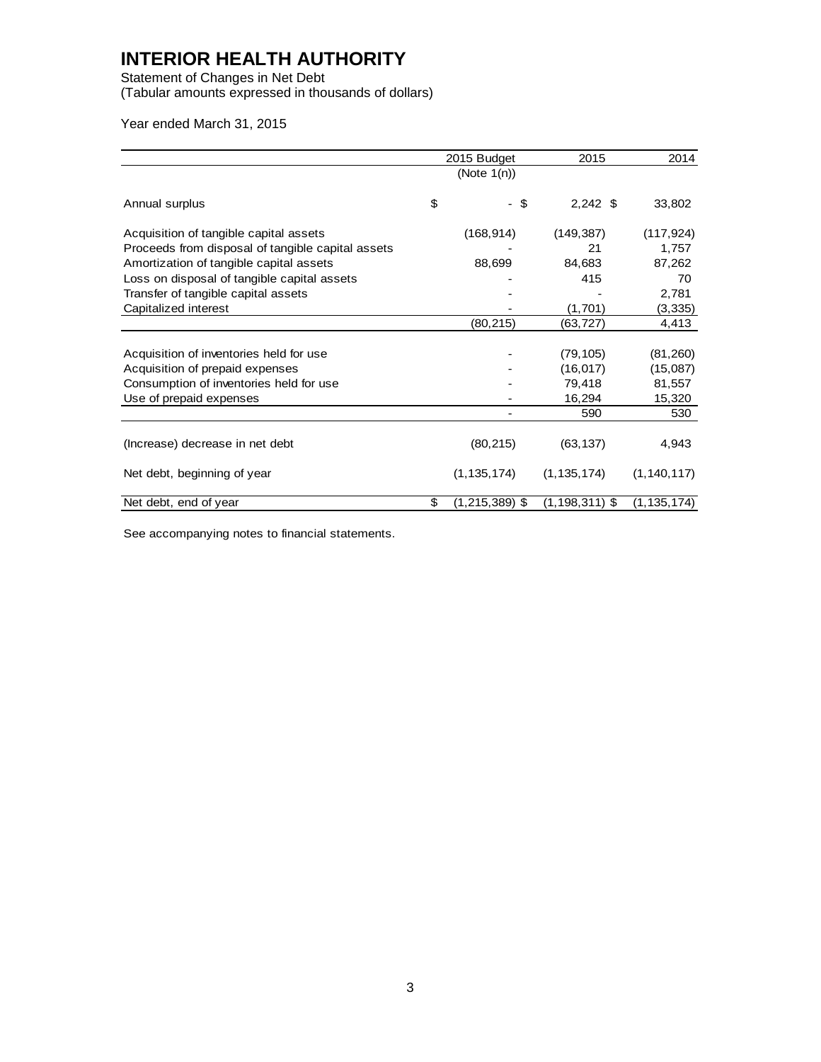# INTERIOR HEALTH AUTHORITY

Statement of Changes in Net Debt
(Tabular amounts expressed in thousands of dollars)

Year ended March 31, 2015

| | 2015 Budget (Note 1(n)) | 2015 | 2014 |
|---|---|---|---|
| Annual surplus | $ - | $ 2,242 | $ 33,802 |
| Acquisition of tangible capital assets | (168,914) | (149,387) | (117,924) |
| Proceeds from disposal of tangible capital assets | - | 21 | 1,757 |
| Amortization of tangible capital assets | 88,699 | 84,683 | 87,262 |
| Loss on disposal of tangible capital assets | - | 415 | 70 |
| Transfer of tangible capital assets | - | - | 2,781 |
| Capitalized interest | - | (1,701) | (3,335) |
| | (80,215) | (63,727) | 4,413 |
| Acquisition of inventories held for use | - | (79,105) | (81,260) |
| Acquisition of prepaid expenses | - | (16,017) | (15,087) |
| Consumption of inventories held for use | - | 79,418 | 81,557 |
| Use of prepaid expenses | - | 16,294 | 15,320 |
| | - | 590 | 530 |
| (Increase) decrease in net debt | (80,215) | (63,137) | 4,943 |
| Net debt, beginning of year | (1,135,174) | (1,135,174) | (1,140,117) |
| Net debt, end of year | $ (1,215,389) | $ (1,198,311) | $ (1,135,174) |

See accompanying notes to financial statements.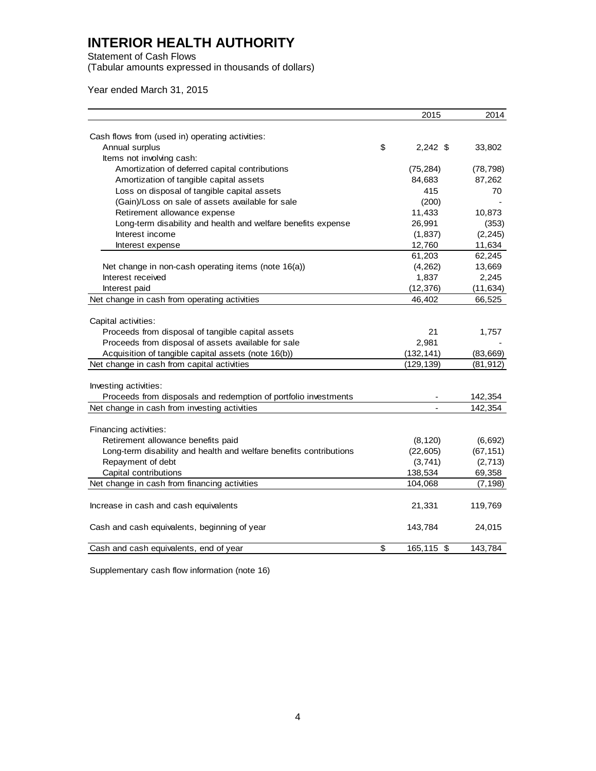# INTERIOR HEALTH AUTHORITY

Statement of Cash Flows
(Tabular amounts expressed in thousands of dollars)

Year ended March 31, 2015

| | 2015 | 2014 |
|---|---|---|
| Cash flows from (used in) operating activities: | | |
| Annual surplus | $ 2,242 | $ 33,802 |
| Items not involving cash: | | |
| Amortization of deferred capital contributions | (75,284) | (78,798) |
| Amortization of tangible capital assets | 84,683 | 87,262 |
| Loss on disposal of tangible capital assets | 415 | 70 |
| (Gain)/Loss on sale of assets available for sale | (200) | - |
| Retirement allowance expense | 11,433 | 10,873 |
| Long-term disability and health and welfare benefits expense | 26,991 | (353) |
| Interest income | (1,837) | (2,245) |
| Interest expense | 12,760 | 11,634 |
| | 61,203 | 62,245 |
| Net change in non-cash operating items (note 16(a)) | (4,262) | 13,669 |
| Interest received | 1,837 | 2,245 |
| Interest paid | (12,376) | (11,634) |
| Net change in cash from operating activities | 46,402 | 66,525 |
| Capital activities: | | |
| Proceeds from disposal of tangible capital assets | 21 | 1,757 |
| Proceeds from disposal of assets available for sale | 2,981 | - |
| Acquisition of tangible capital assets (note 16(b)) | (132,141) | (83,669) |
| Net change in cash from capital activities | (129,139) | (81,912) |
| Investing activities: | | |
| Proceeds from disposals and redemption of portfolio investments | - | 142,354 |
| Net change in cash from investing activities | - | 142,354 |
| Financing activities: | | |
| Retirement allowance benefits paid | (8,120) | (6,692) |
| Long-term disability and health and welfare benefits contributions | (22,605) | (67,151) |
| Repayment of debt | (3,741) | (2,713) |
| Capital contributions | 138,534 | 69,358 |
| Net change in cash from financing activities | 104,068 | (7,198) |
| Increase in cash and cash equivalents | 21,331 | 119,769 |
| Cash and cash equivalents, beginning of year | 143,784 | 24,015 |
| Cash and cash equivalents, end of year | $ 165,115 | $ 143,784 |

Supplementary cash flow information (note 16)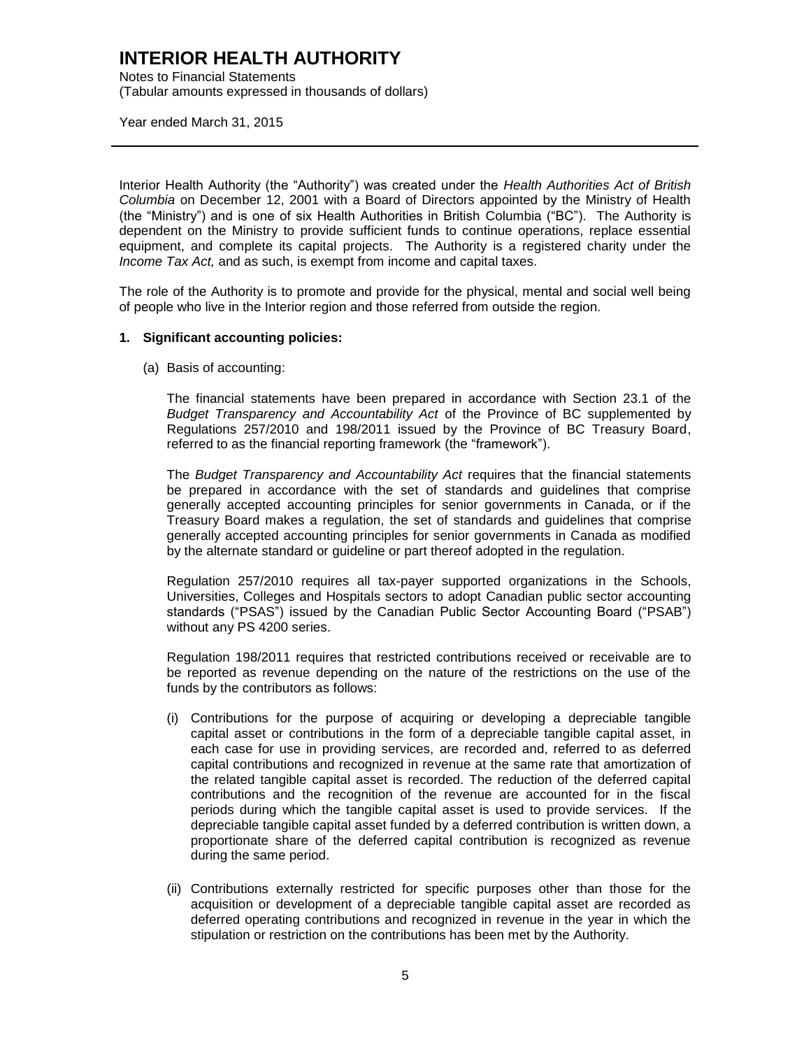Interior Health Authority (the "Authority") was created under the *Health Authorities Act of British Columbia* on December 12, 2001 with a Board of Directors appointed by the Ministry of Health (the "Ministry") and is one of six Health Authorities in British Columbia ("BC"). The Authority is dependent on the Ministry to provide sufficient funds to continue operations, replace essential equipment, and complete its capital projects. The Authority is a registered charity under the *Income Tax Act,* and as such, is exempt from income and capital taxes.

The role of the Authority is to promote and provide for the physical, mental and social well being of people who live in the Interior region and those referred from outside the region.

**1. Significant accounting policies:**

(a) Basis of accounting:

The financial statements have been prepared in accordance with Section 23.1 of the *Budget Transparency and Accountability Act* of the Province of BC supplemented by Regulations 257/2010 and 198/2011 issued by the Province of BC Treasury Board, referred to as the financial reporting framework (the "framework").

The *Budget Transparency and Accountability Act* requires that the financial statements be prepared in accordance with the set of standards and guidelines that comprise generally accepted accounting principles for senior governments in Canada, or if the Treasury Board makes a regulation, the set of standards and guidelines that comprise generally accepted accounting principles for senior governments in Canada as modified by the alternate standard or guideline or part thereof adopted in the regulation.

Regulation 257/2010 requires all tax-payer supported organizations in the Schools, Universities, Colleges and Hospitals sectors to adopt Canadian public sector accounting standards ("PSAS") issued by the Canadian Public Sector Accounting Board ("PSAB") without any PS 4200 series.

Regulation 198/2011 requires that restricted contributions received or receivable are to be reported as revenue depending on the nature of the restrictions on the use of the funds by the contributors as follows:

(i) Contributions for the purpose of acquiring or developing a depreciable tangible capital asset or contributions in the form of a depreciable tangible capital asset, in each case for use in providing services, are recorded and, referred to as deferred capital contributions and recognized in revenue at the same rate that amortization of the related tangible capital asset is recorded. The reduction of the deferred capital contributions and the recognition of the revenue are accounted for in the fiscal periods during which the tangible capital asset is used to provide services. If the depreciable tangible capital asset funded by a deferred contribution is written down, a proportionate share of the deferred capital contribution is recognized as revenue during the same period.

(ii) Contributions externally restricted for specific purposes other than those for the acquisition or development of a depreciable tangible capital asset are recorded as deferred operating contributions and recognized in revenue in the year in which the stipulation or restriction on the contributions has been met by the Authority.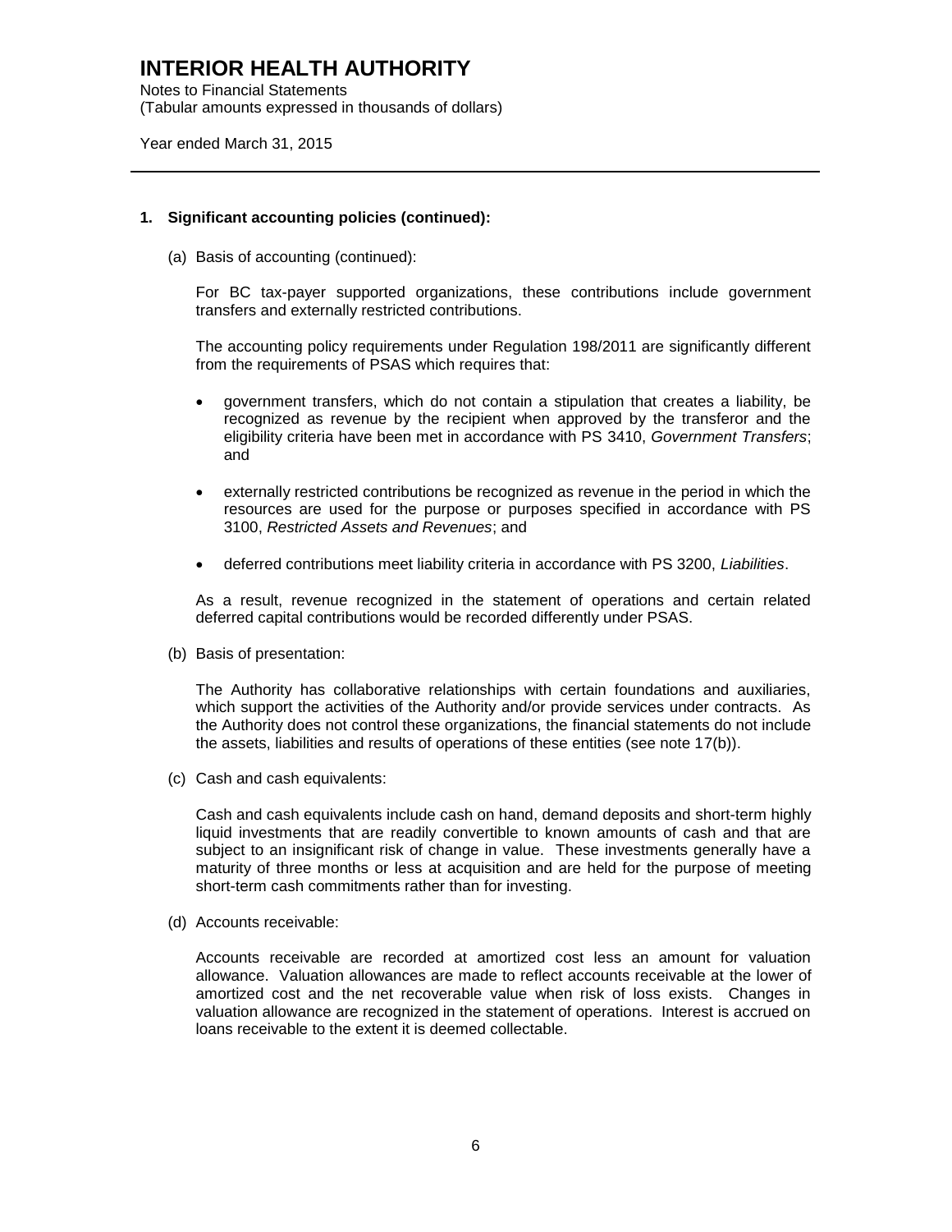# INTERIOR HEALTH AUTHORITY

Notes to Financial Statements
(Tabular amounts expressed in thousands of dollars)

Year ended March 31, 2015

---

## 1. Significant accounting policies (continued):

(a) Basis of accounting (continued):

For BC tax-payer supported organizations, these contributions include government transfers and externally restricted contributions.

The accounting policy requirements under Regulation 198/2011 are significantly different from the requirements of PSAS which requires that:

- government transfers, which do not contain a stipulation that creates a liability, be recognized as revenue by the recipient when approved by the transferor and the eligibility criteria have been met in accordance with PS 3410, *Government Transfers*; and
- externally restricted contributions be recognized as revenue in the period in which the resources are used for the purpose or purposes specified in accordance with PS 3100, *Restricted Assets and Revenues*; and
- deferred contributions meet liability criteria in accordance with PS 3200, *Liabilities*.

As a result, revenue recognized in the statement of operations and certain related deferred capital contributions would be recorded differently under PSAS.

(b) Basis of presentation:

The Authority has collaborative relationships with certain foundations and auxiliaries, which support the activities of the Authority and/or provide services under contracts. As the Authority does not control these organizations, the financial statements do not include the assets, liabilities and results of operations of these entities (see note 17(b)).

(c) Cash and cash equivalents:

Cash and cash equivalents include cash on hand, demand deposits and short-term highly liquid investments that are readily convertible to known amounts of cash and that are subject to an insignificant risk of change in value. These investments generally have a maturity of three months or less at acquisition and are held for the purpose of meeting short-term cash commitments rather than for investing.

(d) Accounts receivable:

Accounts receivable are recorded at amortized cost less an amount for valuation allowance. Valuation allowances are made to reflect accounts receivable at the lower of amortized cost and the net recoverable value when risk of loss exists. Changes in valuation allowance are recognized in the statement of operations. Interest is accrued on loans receivable to the extent it is deemed collectable.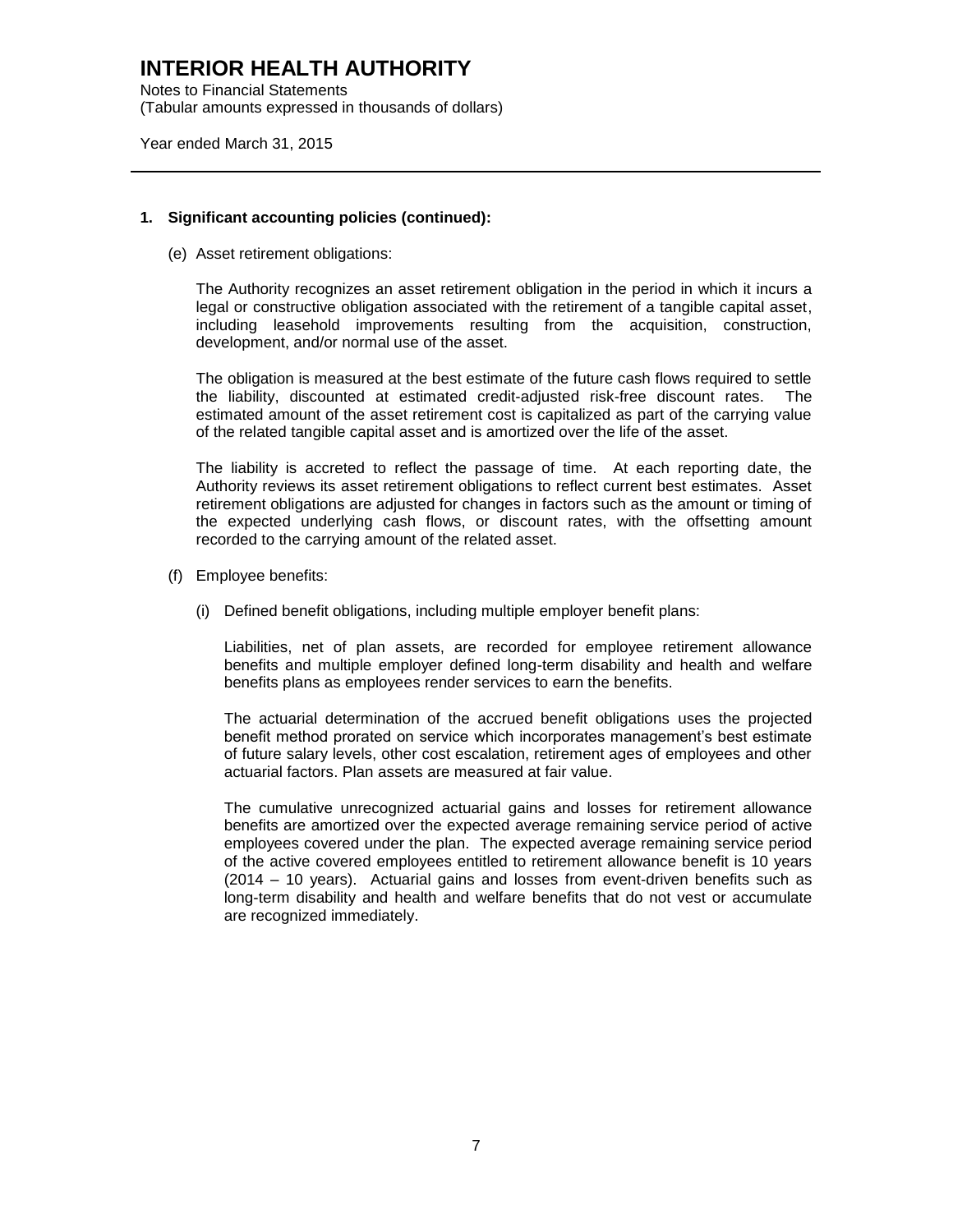## 1. Significant accounting policies (continued):

(e) Asset retirement obligations:

The Authority recognizes an asset retirement obligation in the period in which it incurs a legal or constructive obligation associated with the retirement of a tangible capital asset, including leasehold improvements resulting from the acquisition, construction, development, and/or normal use of the asset.

The obligation is measured at the best estimate of the future cash flows required to settle the liability, discounted at estimated credit-adjusted risk-free discount rates. The estimated amount of the asset retirement cost is capitalized as part of the carrying value of the related tangible capital asset and is amortized over the life of the asset.

The liability is accreted to reflect the passage of time. At each reporting date, the Authority reviews its asset retirement obligations to reflect current best estimates. Asset retirement obligations are adjusted for changes in factors such as the amount or timing of the expected underlying cash flows, or discount rates, with the offsetting amount recorded to the carrying amount of the related asset.

(f) Employee benefits:

(i) Defined benefit obligations, including multiple employer benefit plans:

Liabilities, net of plan assets, are recorded for employee retirement allowance benefits and multiple employer defined long-term disability and health and welfare benefits plans as employees render services to earn the benefits.

The actuarial determination of the accrued benefit obligations uses the projected benefit method prorated on service which incorporates management's best estimate of future salary levels, other cost escalation, retirement ages of employees and other actuarial factors. Plan assets are measured at fair value.

The cumulative unrecognized actuarial gains and losses for retirement allowance benefits are amortized over the expected average remaining service period of active employees covered under the plan. The expected average remaining service period of the active covered employees entitled to retirement allowance benefit is 10 years (2014 – 10 years). Actuarial gains and losses from event-driven benefits such as long-term disability and health and welfare benefits that do not vest or accumulate are recognized immediately.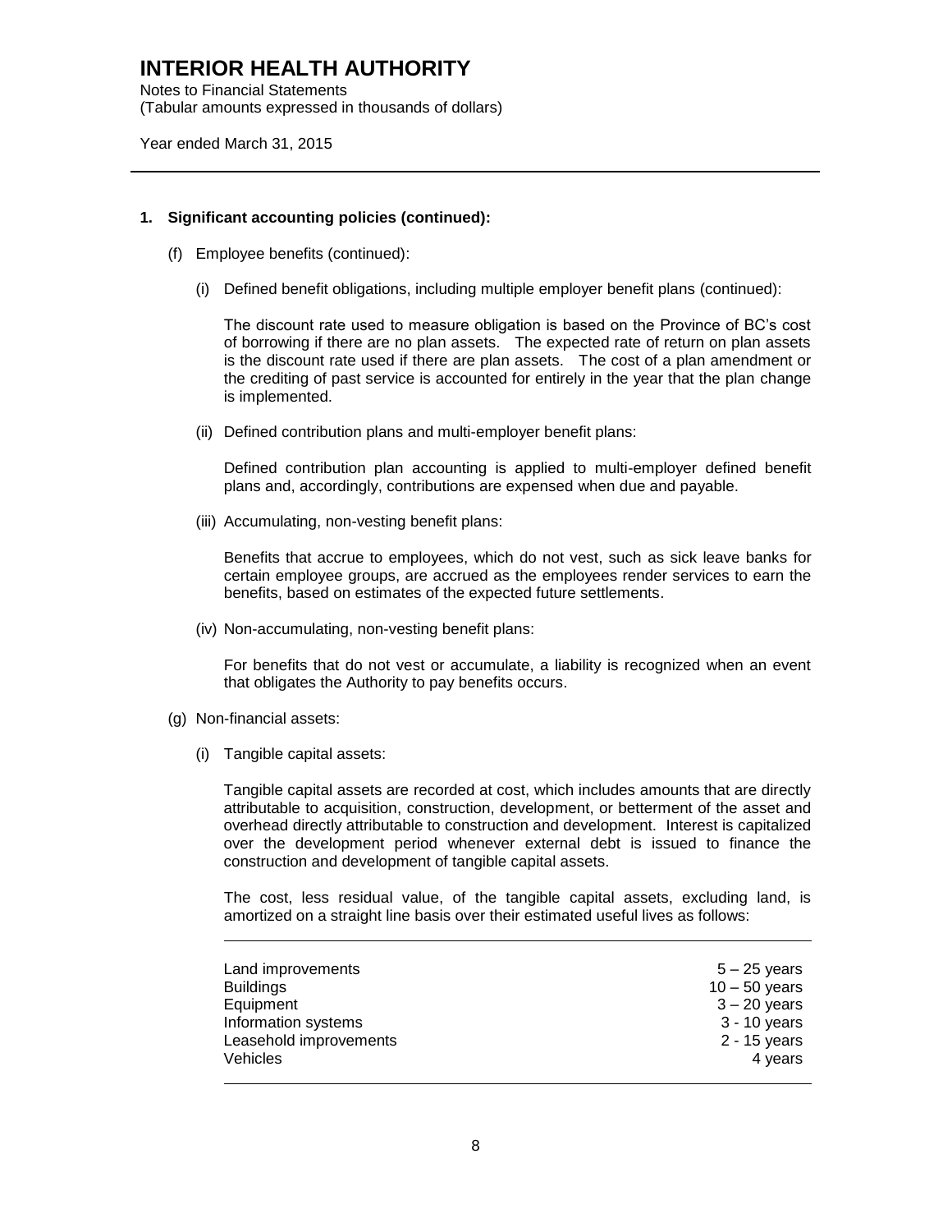# INTERIOR HEALTH AUTHORITY

Notes to Financial Statements
(Tabular amounts expressed in thousands of dollars)

Year ended March 31, 2015

---

**1. Significant accounting policies (continued):**

(f) Employee benefits (continued):

(i) Defined benefit obligations, including multiple employer benefit plans (continued):

The discount rate used to measure obligation is based on the Province of BC's cost of borrowing if there are no plan assets. The expected rate of return on plan assets is the discount rate used if there are plan assets. The cost of a plan amendment or the crediting of past service is accounted for entirely in the year that the plan change is implemented.

(ii) Defined contribution plans and multi-employer benefit plans:

Defined contribution plan accounting is applied to multi-employer defined benefit plans and, accordingly, contributions are expensed when due and payable.

(iii) Accumulating, non-vesting benefit plans:

Benefits that accrue to employees, which do not vest, such as sick leave banks for certain employee groups, are accrued as the employees render services to earn the benefits, based on estimates of the expected future settlements.

(iv) Non-accumulating, non-vesting benefit plans:

For benefits that do not vest or accumulate, a liability is recognized when an event that obligates the Authority to pay benefits occurs.

(g) Non-financial assets:

(i) Tangible capital assets:

Tangible capital assets are recorded at cost, which includes amounts that are directly attributable to acquisition, construction, development, or betterment of the asset and overhead directly attributable to construction and development. Interest is capitalized over the development period whenever external debt is issued to finance the construction and development of tangible capital assets.

The cost, less residual value, of the tangible capital assets, excluding land, is amortized on a straight line basis over their estimated useful lives as follows:

| | |
|---|---|
| Land improvements | 5 – 25 years |
| Buildings | 10 – 50 years |
| Equipment | 3 – 20 years |
| Information systems | 3 - 10 years |
| Leasehold improvements | 2 - 15 years |
| Vehicles | 4 years |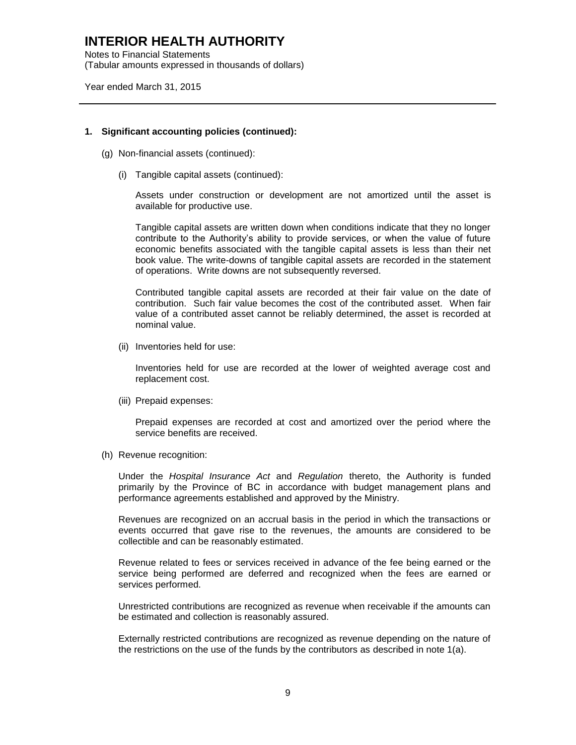## 1. Significant accounting policies (continued):

(g) Non-financial assets (continued):

(i) Tangible capital assets (continued):

Assets under construction or development are not amortized until the asset is available for productive use.

Tangible capital assets are written down when conditions indicate that they no longer contribute to the Authority's ability to provide services, or when the value of future economic benefits associated with the tangible capital assets is less than their net book value. The write-downs of tangible capital assets are recorded in the statement of operations. Write downs are not subsequently reversed.

Contributed tangible capital assets are recorded at their fair value on the date of contribution. Such fair value becomes the cost of the contributed asset. When fair value of a contributed asset cannot be reliably determined, the asset is recorded at nominal value.

(ii) Inventories held for use:

Inventories held for use are recorded at the lower of weighted average cost and replacement cost.

(iii) Prepaid expenses:

Prepaid expenses are recorded at cost and amortized over the period where the service benefits are received.

(h) Revenue recognition:

Under the *Hospital Insurance Act* and *Regulation* thereto, the Authority is funded primarily by the Province of BC in accordance with budget management plans and performance agreements established and approved by the Ministry.

Revenues are recognized on an accrual basis in the period in which the transactions or events occurred that gave rise to the revenues, the amounts are considered to be collectible and can be reasonably estimated.

Revenue related to fees or services received in advance of the fee being earned or the service being performed are deferred and recognized when the fees are earned or services performed.

Unrestricted contributions are recognized as revenue when receivable if the amounts can be estimated and collection is reasonably assured.

Externally restricted contributions are recognized as revenue depending on the nature of the restrictions on the use of the funds by the contributors as described in note 1(a).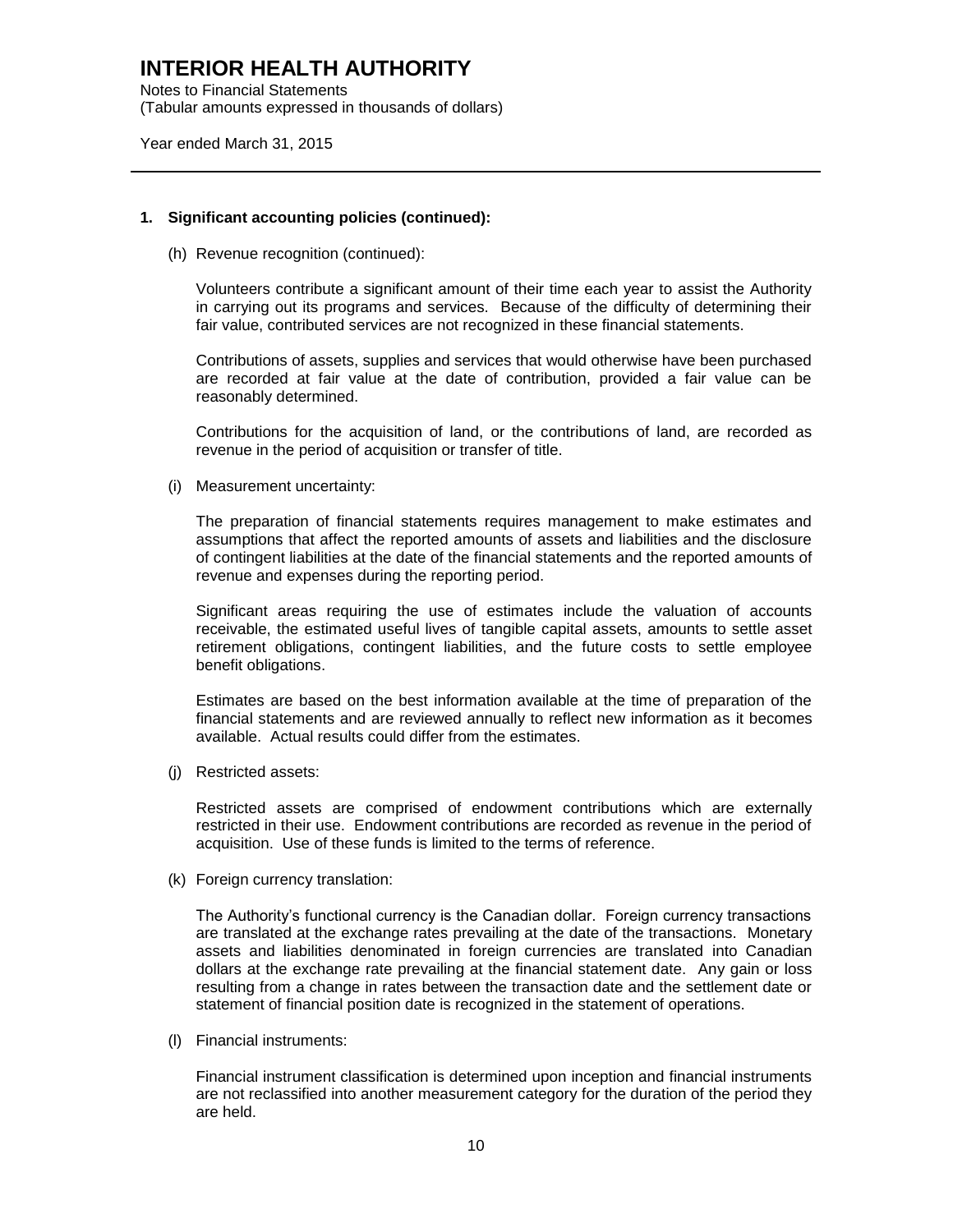**1. Significant accounting policies (continued):**

(h) Revenue recognition (continued):

Volunteers contribute a significant amount of their time each year to assist the Authority in carrying out its programs and services. Because of the difficulty of determining their fair value, contributed services are not recognized in these financial statements.

Contributions of assets, supplies and services that would otherwise have been purchased are recorded at fair value at the date of contribution, provided a fair value can be reasonably determined.

Contributions for the acquisition of land, or the contributions of land, are recorded as revenue in the period of acquisition or transfer of title.

(i) Measurement uncertainty:

The preparation of financial statements requires management to make estimates and assumptions that affect the reported amounts of assets and liabilities and the disclosure of contingent liabilities at the date of the financial statements and the reported amounts of revenue and expenses during the reporting period.

Significant areas requiring the use of estimates include the valuation of accounts receivable, the estimated useful lives of tangible capital assets, amounts to settle asset retirement obligations, contingent liabilities, and the future costs to settle employee benefit obligations.

Estimates are based on the best information available at the time of preparation of the financial statements and are reviewed annually to reflect new information as it becomes available. Actual results could differ from the estimates.

(j) Restricted assets:

Restricted assets are comprised of endowment contributions which are externally restricted in their use. Endowment contributions are recorded as revenue in the period of acquisition. Use of these funds is limited to the terms of reference.

(k) Foreign currency translation:

The Authority's functional currency is the Canadian dollar. Foreign currency transactions are translated at the exchange rates prevailing at the date of the transactions. Monetary assets and liabilities denominated in foreign currencies are translated into Canadian dollars at the exchange rate prevailing at the financial statement date. Any gain or loss resulting from a change in rates between the transaction date and the settlement date or statement of financial position date is recognized in the statement of operations.

(l) Financial instruments:

Financial instrument classification is determined upon inception and financial instruments are not reclassified into another measurement category for the duration of the period they are held.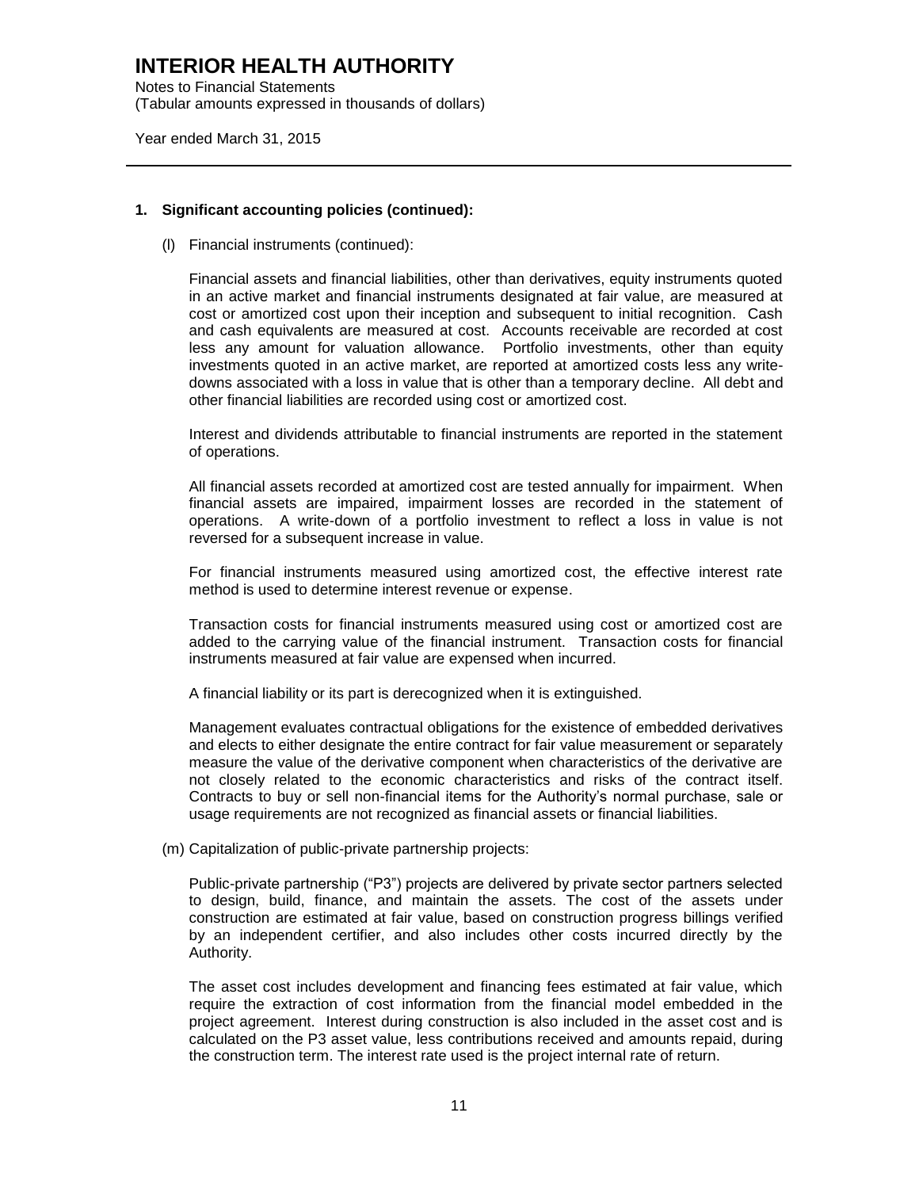## 1. Significant accounting policies (continued):

(l) Financial instruments (continued):

Financial assets and financial liabilities, other than derivatives, equity instruments quoted in an active market and financial instruments designated at fair value, are measured at cost or amortized cost upon their inception and subsequent to initial recognition. Cash and cash equivalents are measured at cost. Accounts receivable are recorded at cost less any amount for valuation allowance. Portfolio investments, other than equity investments quoted in an active market, are reported at amortized costs less any write-downs associated with a loss in value that is other than a temporary decline. All debt and other financial liabilities are recorded using cost or amortized cost.

Interest and dividends attributable to financial instruments are reported in the statement of operations.

All financial assets recorded at amortized cost are tested annually for impairment. When financial assets are impaired, impairment losses are recorded in the statement of operations. A write-down of a portfolio investment to reflect a loss in value is not reversed for a subsequent increase in value.

For financial instruments measured using amortized cost, the effective interest rate method is used to determine interest revenue or expense.

Transaction costs for financial instruments measured using cost or amortized cost are added to the carrying value of the financial instrument. Transaction costs for financial instruments measured at fair value are expensed when incurred.

A financial liability or its part is derecognized when it is extinguished.

Management evaluates contractual obligations for the existence of embedded derivatives and elects to either designate the entire contract for fair value measurement or separately measure the value of the derivative component when characteristics of the derivative are not closely related to the economic characteristics and risks of the contract itself. Contracts to buy or sell non-financial items for the Authority's normal purchase, sale or usage requirements are not recognized as financial assets or financial liabilities.

(m) Capitalization of public-private partnership projects:

Public-private partnership ("P3") projects are delivered by private sector partners selected to design, build, finance, and maintain the assets. The cost of the assets under construction are estimated at fair value, based on construction progress billings verified by an independent certifier, and also includes other costs incurred directly by the Authority.

The asset cost includes development and financing fees estimated at fair value, which require the extraction of cost information from the financial model embedded in the project agreement. Interest during construction is also included in the asset cost and is calculated on the P3 asset value, less contributions received and amounts repaid, during the construction term. The interest rate used is the project internal rate of return.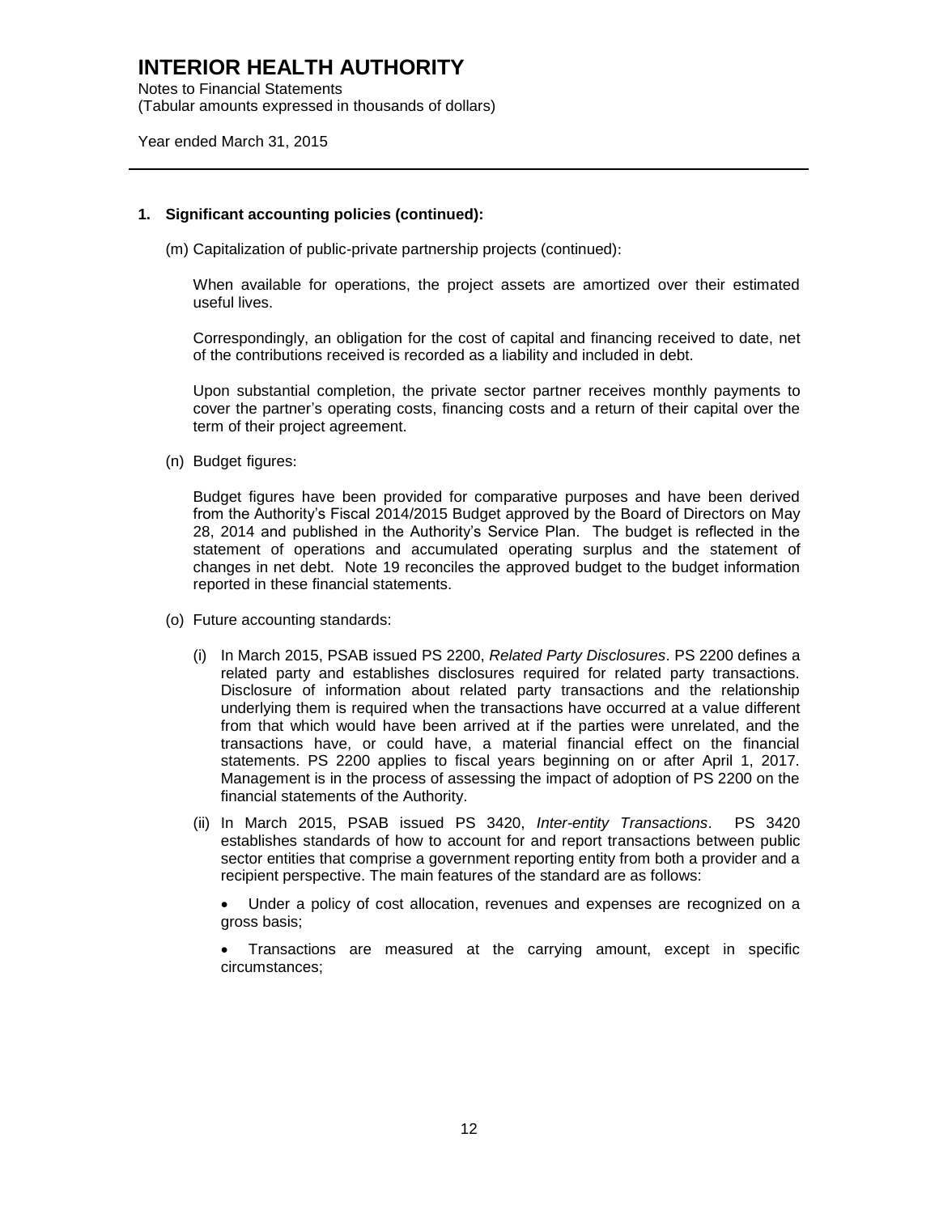# INTERIOR HEALTH AUTHORITY

Notes to Financial Statements
(Tabular amounts expressed in thousands of dollars)

Year ended March 31, 2015

**1. Significant accounting policies (continued):**

(m) Capitalization of public-private partnership projects (continued):

When available for operations, the project assets are amortized over their estimated useful lives.

Correspondingly, an obligation for the cost of capital and financing received to date, net of the contributions received is recorded as a liability and included in debt.

Upon substantial completion, the private sector partner receives monthly payments to cover the partner's operating costs, financing costs and a return of their capital over the term of their project agreement.

(n) Budget figures:

Budget figures have been provided for comparative purposes and have been derived from the Authority's Fiscal 2014/2015 Budget approved by the Board of Directors on May 28, 2014 and published in the Authority's Service Plan. The budget is reflected in the statement of operations and accumulated operating surplus and the statement of changes in net debt. Note 19 reconciles the approved budget to the budget information reported in these financial statements.

(o) Future accounting standards:

(i) In March 2015, PSAB issued PS 2200, *Related Party Disclosures*. PS 2200 defines a related party and establishes disclosures required for related party transactions. Disclosure of information about related party transactions and the relationship underlying them is required when the transactions have occurred at a value different from that which would have been arrived at if the parties were unrelated, and the transactions have, or could have, a material financial effect on the financial statements. PS 2200 applies to fiscal years beginning on or after April 1, 2017. Management is in the process of assessing the impact of adoption of PS 2200 on the financial statements of the Authority.

(ii) In March 2015, PSAB issued PS 3420, *Inter-entity Transactions*. PS 3420 establishes standards of how to account for and report transactions between public sector entities that comprise a government reporting entity from both a provider and a recipient perspective. The main features of the standard are as follows:

- Under a policy of cost allocation, revenues and expenses are recognized on a gross basis;
- Transactions are measured at the carrying amount, except in specific circumstances;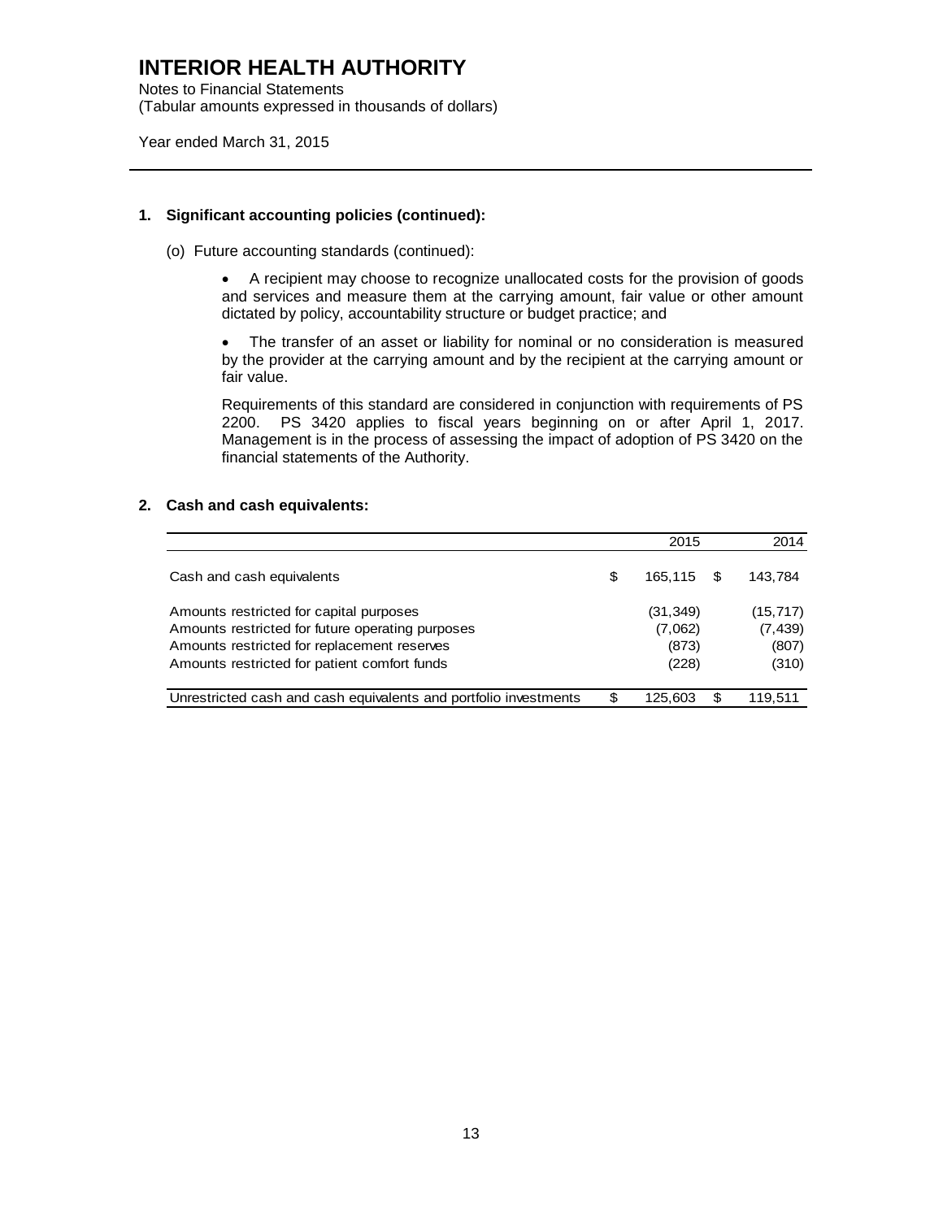# INTERIOR HEALTH AUTHORITY

Notes to Financial Statements
(Tabular amounts expressed in thousands of dollars)

Year ended March 31, 2015

---

**1. Significant accounting policies (continued):**

(o) Future accounting standards (continued):

- A recipient may choose to recognize unallocated costs for the provision of goods and services and measure them at the carrying amount, fair value or other amount dictated by policy, accountability structure or budget practice; and

- The transfer of an asset or liability for nominal or no consideration is measured by the provider at the carrying amount and by the recipient at the carrying amount or fair value.

Requirements of this standard are considered in conjunction with requirements of PS 2200. PS 3420 applies to fiscal years beginning on or after April 1, 2017. Management is in the process of assessing the impact of adoption of PS 3420 on the financial statements of the Authority.

**2. Cash and cash equivalents:**

| | 2015 | 2014 |
|---|---|---|
| Cash and cash equivalents | $ 165,115 | $ 143,784 |
| Amounts restricted for capital purposes | (31,349) | (15,717) |
| Amounts restricted for future operating purposes | (7,062) | (7,439) |
| Amounts restricted for replacement reserves | (873) | (807) |
| Amounts restricted for patient comfort funds | (228) | (310) |
| Unrestricted cash and cash equivalents and portfolio investments | $ 125,603 | $ 119,511 |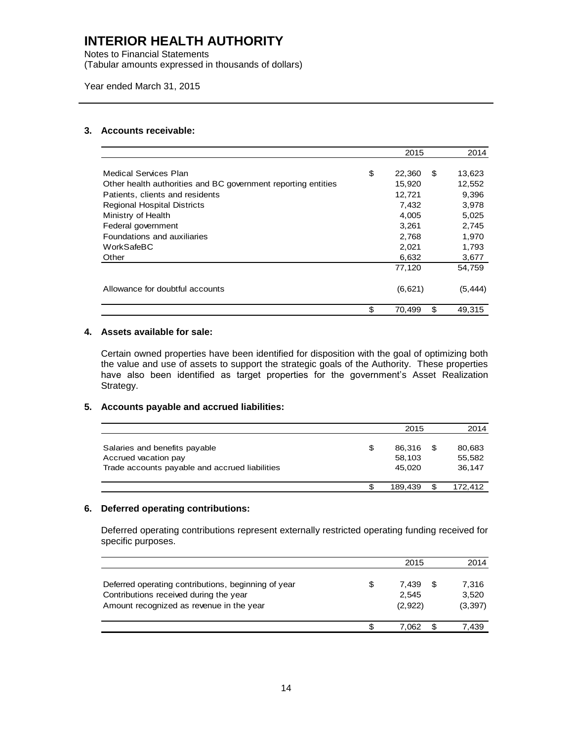# INTERIOR HEALTH AUTHORITY

Notes to Financial Statements
(Tabular amounts expressed in thousands of dollars)

Year ended March 31, 2015

### 3. Accounts receivable:

| | 2015 | 2014 |
|---|---|---|
| Medical Services Plan | $ 22,360 | $ 13,623 |
| Other health authorities and BC government reporting entities | 15,920 | 12,552 |
| Patients, clients and residents | 12,721 | 9,396 |
| Regional Hospital Districts | 7,432 | 3,978 |
| Ministry of Health | 4,005 | 5,025 |
| Federal government | 3,261 | 2,745 |
| Foundations and auxiliaries | 2,768 | 1,970 |
| WorkSafeBC | 2,021 | 1,793 |
| Other | 6,632 | 3,677 |
| | 77,120 | 54,759 |
| Allowance for doubtful accounts | (6,621) | (5,444) |
| | $ 70,499 | $ 49,315 |

### 4. Assets available for sale:

Certain owned properties have been identified for disposition with the goal of optimizing both the value and use of assets to support the strategic goals of the Authority. These properties have also been identified as target properties for the government's Asset Realization Strategy.

### 5. Accounts payable and accrued liabilities:

| | 2015 | 2014 |
|---|---|---|
| Salaries and benefits payable | $ 86,316 | $ 80,683 |
| Accrued vacation pay | 58,103 | 55,582 |
| Trade accounts payable and accrued liabilities | 45,020 | 36,147 |
| | $ 189,439 | $ 172,412 |

### 6. Deferred operating contributions:

Deferred operating contributions represent externally restricted operating funding received for specific purposes.

| | 2015 | 2014 |
|---|---|---|
| Deferred operating contributions, beginning of year | $ 7,439 | $ 7,316 |
| Contributions received during the year | 2,545 | 3,520 |
| Amount recognized as revenue in the year | (2,922) | (3,397) |
| | $ 7,062 | $ 7,439 |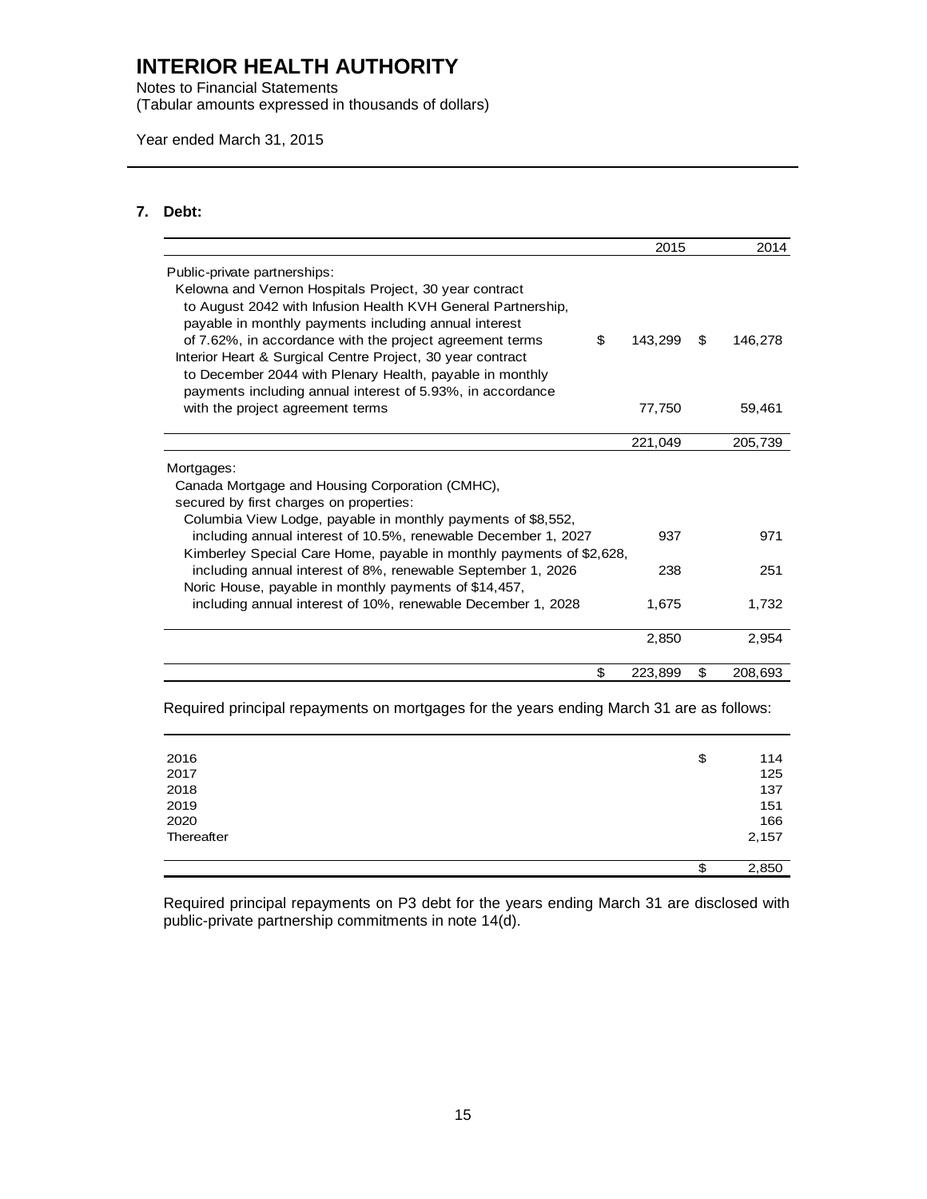# INTERIOR HEALTH AUTHORITY

Notes to Financial Statements
(Tabular amounts expressed in thousands of dollars)

Year ended March 31, 2015

## 7. Debt:

| | 2015 | 2014 |
|---|---|---|
| Public-private partnerships: | | |
| Kelowna and Vernon Hospitals Project, 30 year contract to August 2042 with Infusion Health KVH General Partnership, payable in monthly payments including annual interest of 7.62%, in accordance with the project agreement terms | $ 143,299 | $ 146,278 |
| Interior Heart & Surgical Centre Project, 30 year contract to December 2044 with Plenary Health, payable in monthly payments including annual interest of 5.93%, in accordance with the project agreement terms | 77,750 | 59,461 |
| | 221,049 | 205,739 |
| Mortgages: | | |
| Canada Mortgage and Housing Corporation (CMHC), secured by first charges on properties: | | |
| Columbia View Lodge, payable in monthly payments of $8,552, including annual interest of 10.5%, renewable December 1, 2027 | 937 | 971 |
| Kimberley Special Care Home, payable in monthly payments of $2,628, including annual interest of 8%, renewable September 1, 2026 | 238 | 251 |
| Noric House, payable in monthly payments of $14,457, including annual interest of 10%, renewable December 1, 2028 | 1,675 | 1,732 |
| | 2,850 | 2,954 |
| | $ 223,899 | $ 208,693 |

Required principal repayments on mortgages for the years ending March 31 are as follows:

| | |
|---|---|
| 2016 | $ 114 |
| 2017 | 125 |
| 2018 | 137 |
| 2019 | 151 |
| 2020 | 166 |
| Thereafter | 2,157 |
| | $ 2,850 |

Required principal repayments on P3 debt for the years ending March 31 are disclosed with public-private partnership commitments in note 14(d).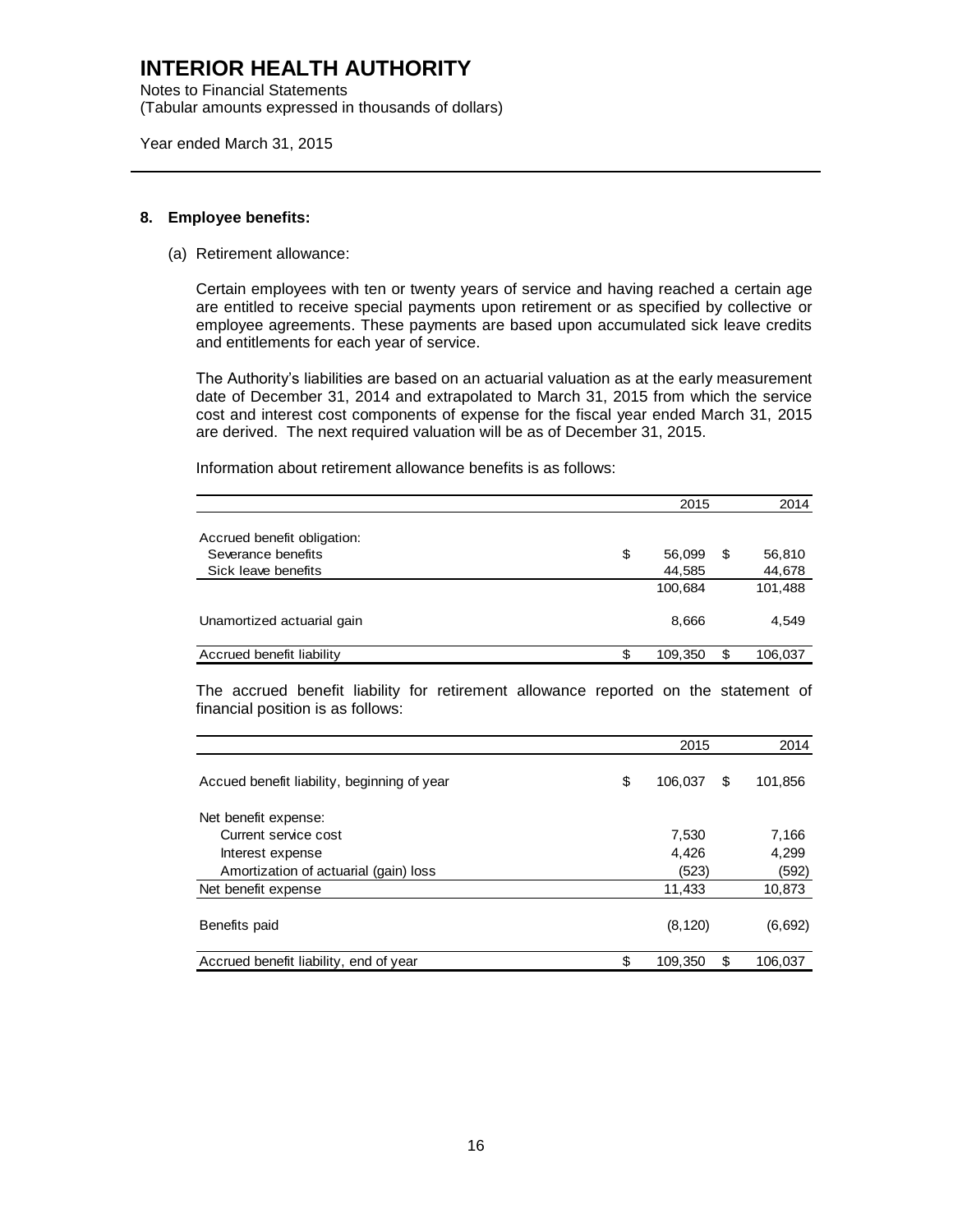# INTERIOR HEALTH AUTHORITY

Notes to Financial Statements
(Tabular amounts expressed in thousands of dollars)

Year ended March 31, 2015

## 8. Employee benefits:

(a) Retirement allowance:

Certain employees with ten or twenty years of service and having reached a certain age are entitled to receive special payments upon retirement or as specified by collective or employee agreements. These payments are based upon accumulated sick leave credits and entitlements for each year of service.

The Authority's liabilities are based on an actuarial valuation as at the early measurement date of December 31, 2014 and extrapolated to March 31, 2015 from which the service cost and interest cost components of expense for the fiscal year ended March 31, 2015 are derived. The next required valuation will be as of December 31, 2015.

Information about retirement allowance benefits is as follows:

| | 2015 | 2014 |
|---|---|---|
| Accrued benefit obligation: | | |
| Severance benefits | $ 56,099 | $ 56,810 |
| Sick leave benefits | 44,585 | 44,678 |
| | 100,684 | 101,488 |
| Unamortized actuarial gain | 8,666 | 4,549 |
| Accrued benefit liability | $ 109,350 | $ 106,037 |

The accrued benefit liability for retirement allowance reported on the statement of financial position is as follows:

| | 2015 | 2014 |
|---|---|---|
| Accued benefit liability, beginning of year | $ 106,037 | $ 101,856 |
| Net benefit expense: | | |
| Current service cost | 7,530 | 7,166 |
| Interest expense | 4,426 | 4,299 |
| Amortization of actuarial (gain) loss | (523) | (592) |
| Net benefit expense | 11,433 | 10,873 |
| Benefits paid | (8,120) | (6,692) |
| Accrued benefit liability, end of year | $ 109,350 | $ 106,037 |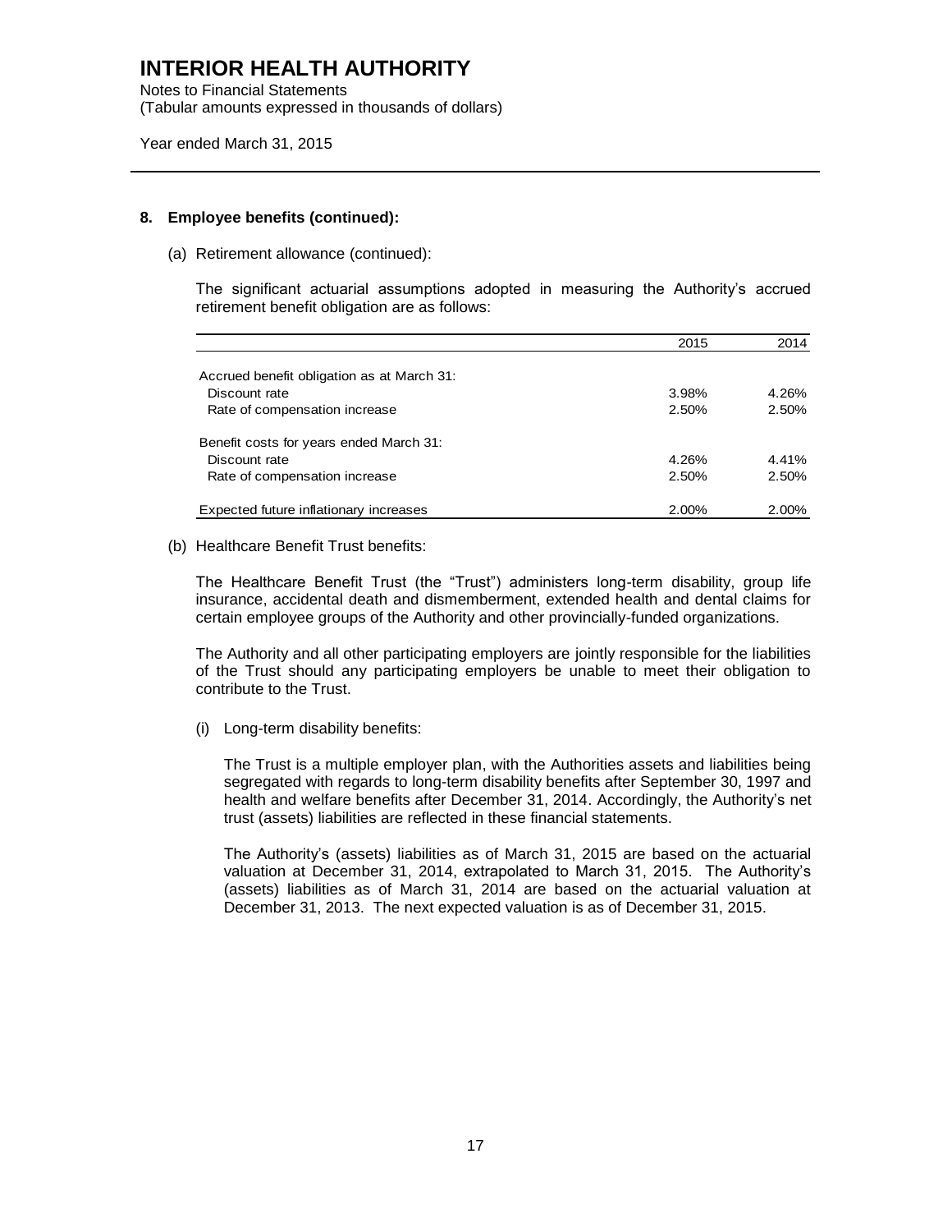# INTERIOR HEALTH AUTHORITY

Notes to Financial Statements
(Tabular amounts expressed in thousands of dollars)

Year ended March 31, 2015

## 8. Employee benefits (continued):

(a) Retirement allowance (continued):

The significant actuarial assumptions adopted in measuring the Authority's accrued retirement benefit obligation are as follows:

| | 2015 | 2014 |
|---|---|---|
| Accrued benefit obligation as at March 31: | | |
| Discount rate | 3.98% | 4.26% |
| Rate of compensation increase | 2.50% | 2.50% |
| Benefit costs for years ended March 31: | | |
| Discount rate | 4.26% | 4.41% |
| Rate of compensation increase | 2.50% | 2.50% |
| Expected future inflationary increases | 2.00% | 2.00% |

(b) Healthcare Benefit Trust benefits:

The Healthcare Benefit Trust (the "Trust") administers long-term disability, group life insurance, accidental death and dismemberment, extended health and dental claims for certain employee groups of the Authority and other provincially-funded organizations.

The Authority and all other participating employers are jointly responsible for the liabilities of the Trust should any participating employers be unable to meet their obligation to contribute to the Trust.

(i) Long-term disability benefits:

The Trust is a multiple employer plan, with the Authorities assets and liabilities being segregated with regards to long-term disability benefits after September 30, 1997 and health and welfare benefits after December 31, 2014. Accordingly, the Authority's net trust (assets) liabilities are reflected in these financial statements.

The Authority's (assets) liabilities as of March 31, 2015 are based on the actuarial valuation at December 31, 2014, extrapolated to March 31, 2015. The Authority's (assets) liabilities as of March 31, 2014 are based on the actuarial valuation at December 31, 2013. The next expected valuation is as of December 31, 2015.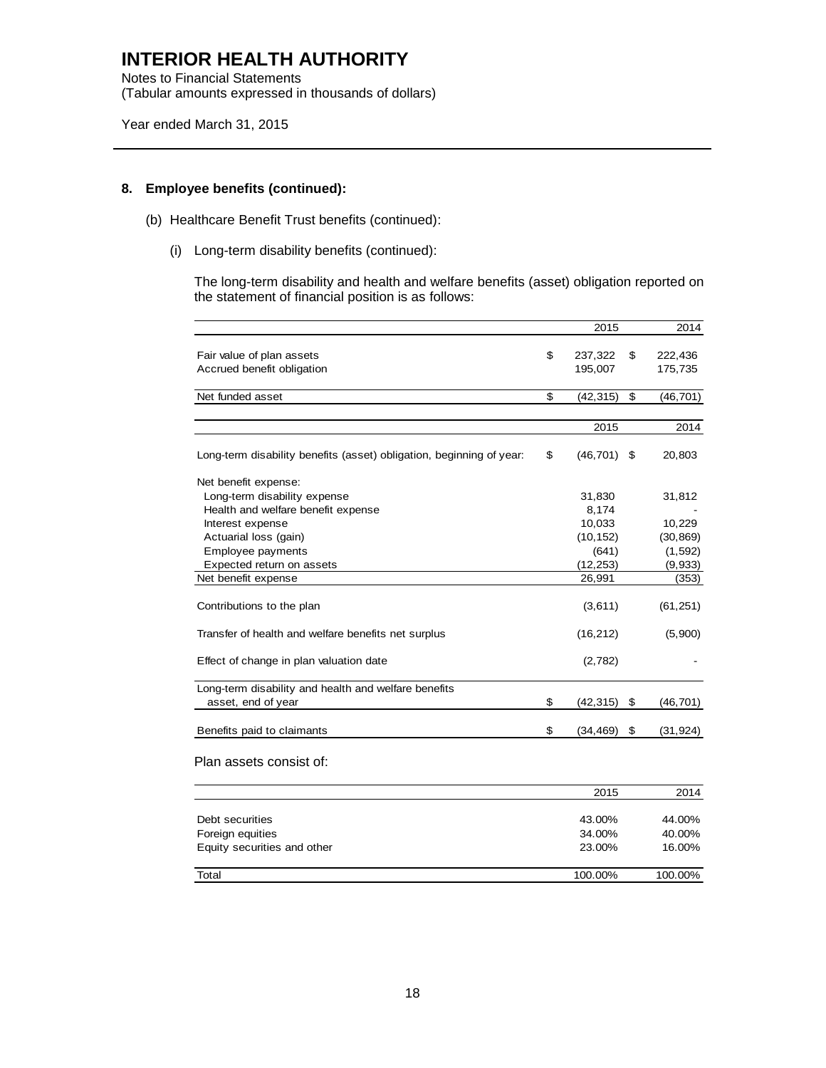# INTERIOR HEALTH AUTHORITY

Notes to Financial Statements
(Tabular amounts expressed in thousands of dollars)

Year ended March 31, 2015

## 8. Employee benefits (continued):

(b) Healthcare Benefit Trust benefits (continued):

(i) Long-term disability benefits (continued):

The long-term disability and health and welfare benefits (asset) obligation reported on the statement of financial position is as follows:

| | 2015 | 2014 |
|---|---|---|
| Fair value of plan assets | $ 237,322 | $ 222,436 |
| Accrued benefit obligation | 195,007 | 175,735 |
| Net funded asset | $ (42,315) | $ (46,701) |

| | 2015 | 2014 |
|---|---|---|
| Long-term disability benefits (asset) obligation, beginning of year: | $ (46,701) | $ 20,803 |
| Net benefit expense: | | |
| Long-term disability expense | 31,830 | 31,812 |
| Health and welfare benefit expense | 8,174 | - |
| Interest expense | 10,033 | 10,229 |
| Actuarial loss (gain) | (10,152) | (30,869) |
| Employee payments | (641) | (1,592) |
| Expected return on assets | (12,253) | (9,933) |
| Net benefit expense | 26,991 | (353) |
| Contributions to the plan | (3,611) | (61,251) |
| Transfer of health and welfare benefits net surplus | (16,212) | (5,900) |
| Effect of change in plan valuation date | (2,782) | - |
| Long-term disability and health and welfare benefits asset, end of year | $ (42,315) | $ (46,701) |
| Benefits paid to claimants | $ (34,469) | $ (31,924) |

Plan assets consist of:

| | 2015 | 2014 |
|---|---|---|
| Debt securities | 43.00% | 44.00% |
| Foreign equities | 34.00% | 40.00% |
| Equity securities and other | 23.00% | 16.00% |
| Total | 100.00% | 100.00% |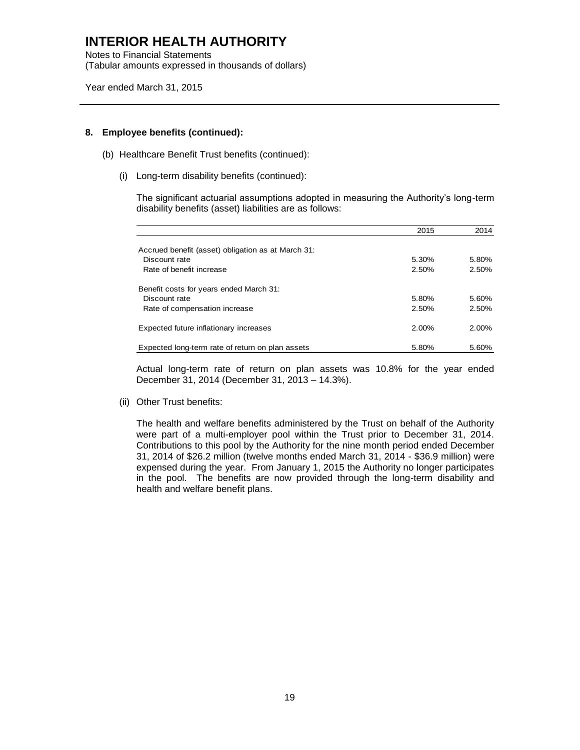## 8. Employee benefits (continued):

(b) Healthcare Benefit Trust benefits (continued):

(i) Long-term disability benefits (continued):

The significant actuarial assumptions adopted in measuring the Authority's long-term disability benefits (asset) liabilities are as follows:

| | 2015 | 2014 |
|---|---|---|
| Accrued benefit (asset) obligation as at March 31: | | |
| Discount rate | 5.30% | 5.80% |
| Rate of benefit increase | 2.50% | 2.50% |
| Benefit costs for years ended March 31: | | |
| Discount rate | 5.80% | 5.60% |
| Rate of compensation increase | 2.50% | 2.50% |
| Expected future inflationary increases | 2.00% | 2.00% |
| Expected long-term rate of return on plan assets | 5.80% | 5.60% |

Actual long-term rate of return on plan assets was 10.8% for the year ended December 31, 2014 (December 31, 2013 – 14.3%).

(ii) Other Trust benefits:

The health and welfare benefits administered by the Trust on behalf of the Authority were part of a multi-employer pool within the Trust prior to December 31, 2014. Contributions to this pool by the Authority for the nine month period ended December 31, 2014 of $26.2 million (twelve months ended March 31, 2014 - $36.9 million) were expensed during the year. From January 1, 2015 the Authority no longer participates in the pool. The benefits are now provided through the long-term disability and health and welfare benefit plans.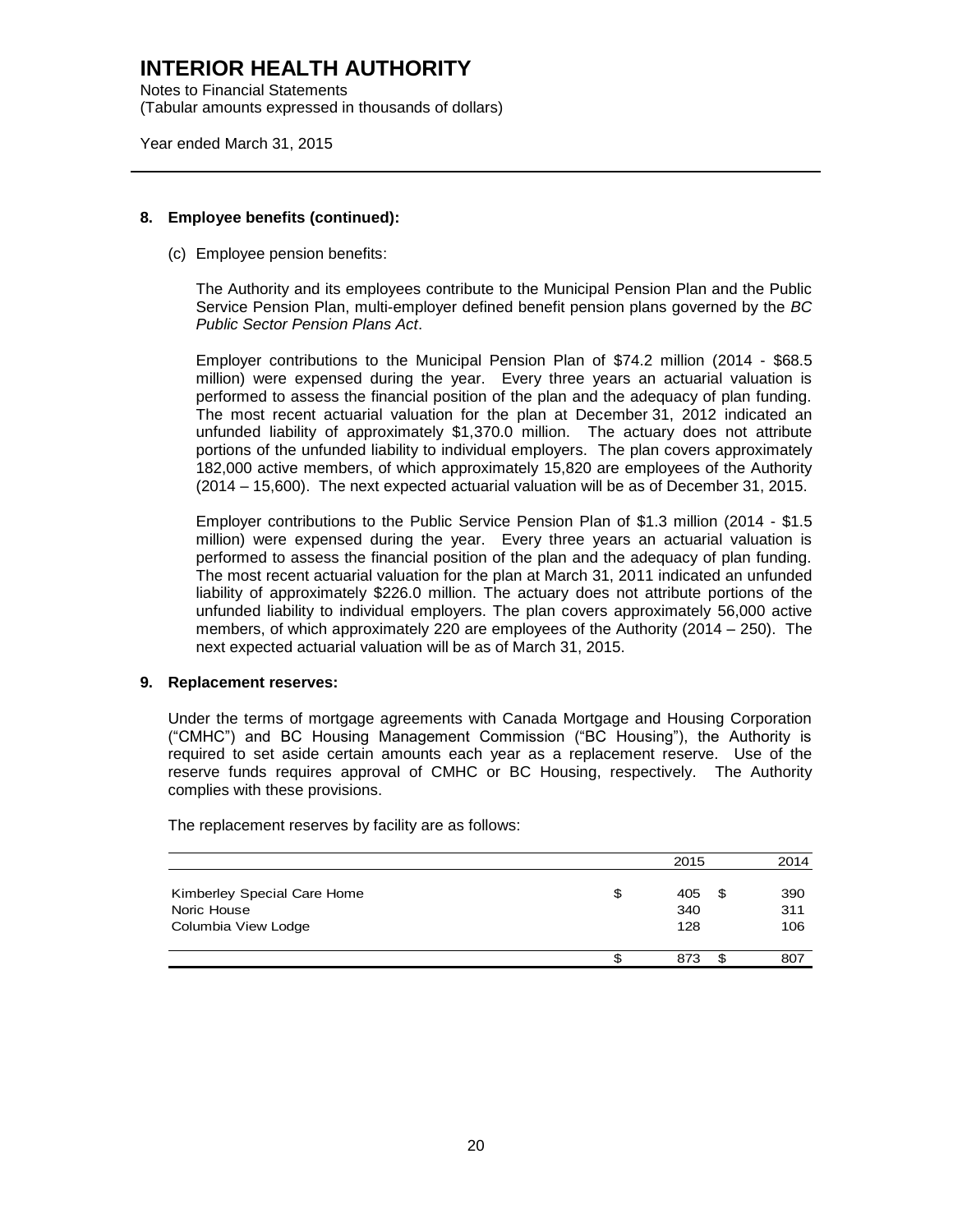# INTERIOR HEALTH AUTHORITY

Notes to Financial Statements
(Tabular amounts expressed in thousands of dollars)

Year ended March 31, 2015

### 8. Employee benefits (continued):

(c) Employee pension benefits:

The Authority and its employees contribute to the Municipal Pension Plan and the Public Service Pension Plan, multi-employer defined benefit pension plans governed by the *BC Public Sector Pension Plans Act*.

Employer contributions to the Municipal Pension Plan of $74.2 million (2014 - $68.5 million) were expensed during the year. Every three years an actuarial valuation is performed to assess the financial position of the plan and the adequacy of plan funding. The most recent actuarial valuation for the plan at December 31, 2012 indicated an unfunded liability of approximately $1,370.0 million. The actuary does not attribute portions of the unfunded liability to individual employers. The plan covers approximately 182,000 active members, of which approximately 15,820 are employees of the Authority (2014 – 15,600). The next expected actuarial valuation will be as of December 31, 2015.

Employer contributions to the Public Service Pension Plan of $1.3 million (2014 - $1.5 million) were expensed during the year. Every three years an actuarial valuation is performed to assess the financial position of the plan and the adequacy of plan funding. The most recent actuarial valuation for the plan at March 31, 2011 indicated an unfunded liability of approximately $226.0 million. The actuary does not attribute portions of the unfunded liability to individual employers. The plan covers approximately 56,000 active members, of which approximately 220 are employees of the Authority (2014 – 250). The next expected actuarial valuation will be as of March 31, 2015.

### 9. Replacement reserves:

Under the terms of mortgage agreements with Canada Mortgage and Housing Corporation ("CMHC") and BC Housing Management Commission ("BC Housing"), the Authority is required to set aside certain amounts each year as a replacement reserve. Use of the reserve funds requires approval of CMHC or BC Housing, respectively. The Authority complies with these provisions.

The replacement reserves by facility are as follows:

| | 2015 | 2014 |
|---|---|---|
| Kimberley Special Care Home | $ 405 | $ 390 |
| Noric House | 340 | 311 |
| Columbia View Lodge | 128 | 106 |
| | $ 873 | $ 807 |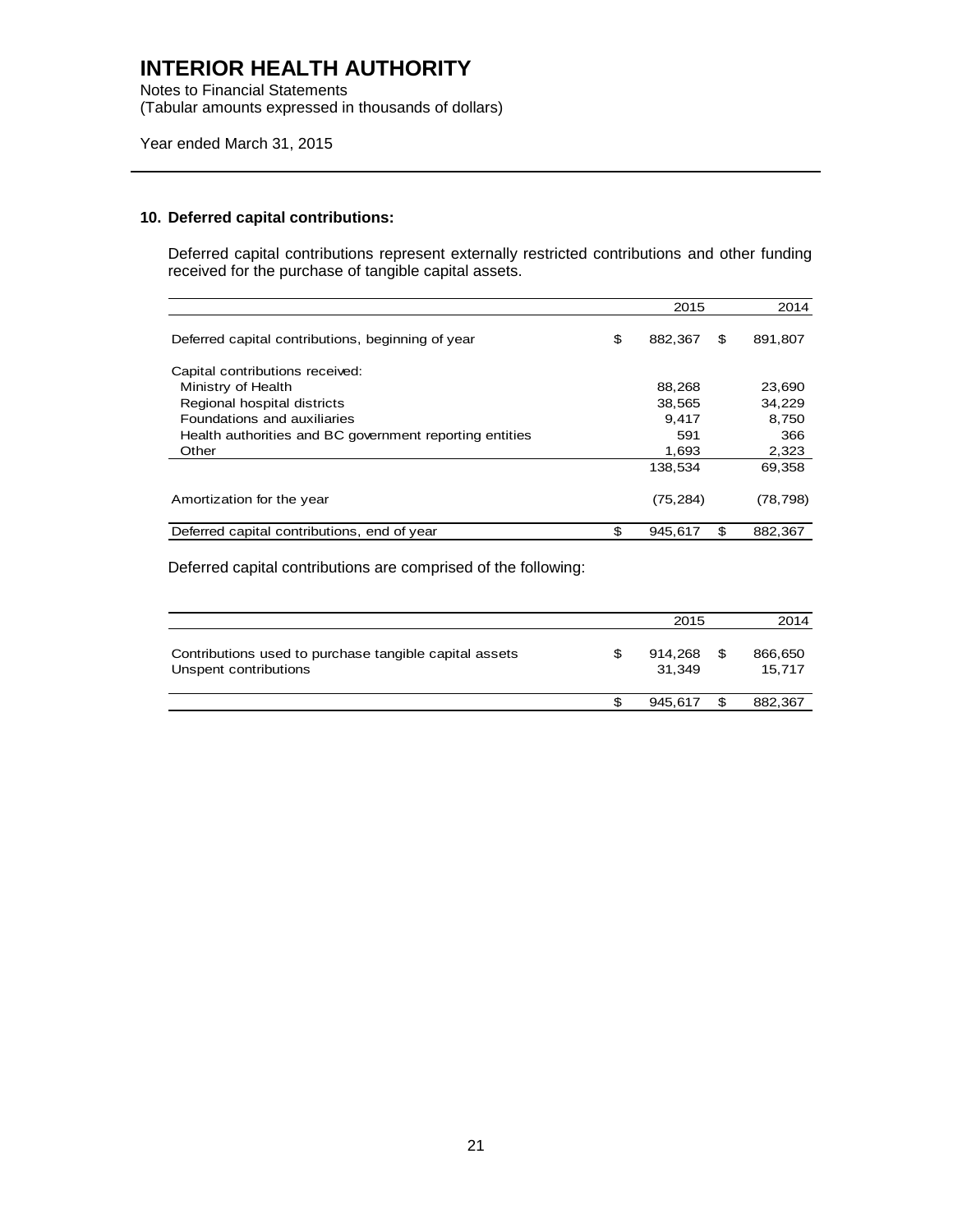# INTERIOR HEALTH AUTHORITY

Notes to Financial Statements
(Tabular amounts expressed in thousands of dollars)

Year ended March 31, 2015

## 10. Deferred capital contributions:

Deferred capital contributions represent externally restricted contributions and other funding received for the purchase of tangible capital assets.

| | 2015 | 2014 |
|---|---|---|
| Deferred capital contributions, beginning of year | $ 882,367 | $ 891,807 |
| Capital contributions received: | | |
| Ministry of Health | 88,268 | 23,690 |
| Regional hospital districts | 38,565 | 34,229 |
| Foundations and auxiliaries | 9,417 | 8,750 |
| Health authorities and BC government reporting entities | 591 | 366 |
| Other | 1,693 | 2,323 |
| | 138,534 | 69,358 |
| Amortization for the year | (75,284) | (78,798) |
| Deferred capital contributions, end of year | $ 945,617 | $ 882,367 |

Deferred capital contributions are comprised of the following:

| | 2015 | 2014 |
|---|---|---|
| Contributions used to purchase tangible capital assets | $ 914,268 | $ 866,650 |
| Unspent contributions | 31,349 | 15,717 |
| | $ 945,617 | $ 882,367 |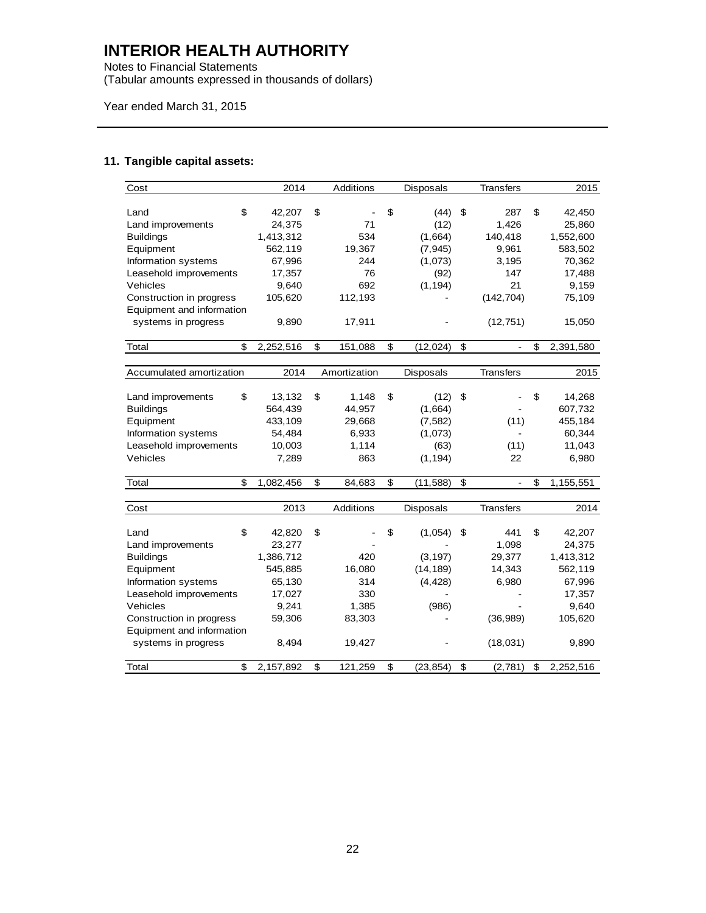# INTERIOR HEALTH AUTHORITY

Notes to Financial Statements
(Tabular amounts expressed in thousands of dollars)

Year ended March 31, 2015

## 11. Tangible capital assets:

| Cost | 2014 | Additions | Disposals | Transfers | 2015 |
|---|---|---|---|---|---|
| Land | $ 42,207 | $ - | $ (44) | $ 287 | $ 42,450 |
| Land improvements | 24,375 | 71 | (12) | 1,426 | 25,860 |
| Buildings | 1,413,312 | 534 | (1,664) | 140,418 | 1,552,600 |
| Equipment | 562,119 | 19,367 | (7,945) | 9,961 | 583,502 |
| Information systems | 67,996 | 244 | (1,073) | 3,195 | 70,362 |
| Leasehold improvements | 17,357 | 76 | (92) | 147 | 17,488 |
| Vehicles | 9,640 | 692 | (1,194) | 21 | 9,159 |
| Construction in progress | 105,620 | 112,193 | - | (142,704) | 75,109 |
| Equipment and information systems in progress | 9,890 | 17,911 | - | (12,751) | 15,050 |
| Total | $ 2,252,516 | $ 151,088 | $ (12,024) | $ - | $ 2,391,580 |

| Accumulated amortization | 2014 | Amortization | Disposals | Transfers | 2015 |
|---|---|---|---|---|---|
| Land improvements | $ 13,132 | $ 1,148 | $ (12) | $ - | $ 14,268 |
| Buildings | 564,439 | 44,957 | (1,664) | - | 607,732 |
| Equipment | 433,109 | 29,668 | (7,582) | (11) | 455,184 |
| Information systems | 54,484 | 6,933 | (1,073) | - | 60,344 |
| Leasehold improvements | 10,003 | 1,114 | (63) | (11) | 11,043 |
| Vehicles | 7,289 | 863 | (1,194) | 22 | 6,980 |
| Total | $ 1,082,456 | $ 84,683 | $ (11,588) | $ - | $ 1,155,551 |

| Cost | 2013 | Additions | Disposals | Transfers | 2014 |
|---|---|---|---|---|---|
| Land | $ 42,820 | $ - | $ (1,054) | $ 441 | $ 42,207 |
| Land improvements | 23,277 | - | - | 1,098 | 24,375 |
| Buildings | 1,386,712 | 420 | (3,197) | 29,377 | 1,413,312 |
| Equipment | 545,885 | 16,080 | (14,189) | 14,343 | 562,119 |
| Information systems | 65,130 | 314 | (4,428) | 6,980 | 67,996 |
| Leasehold improvements | 17,027 | 330 | - | - | 17,357 |
| Vehicles | 9,241 | 1,385 | (986) | - | 9,640 |
| Construction in progress | 59,306 | 83,303 | - | (36,989) | 105,620 |
| Equipment and information systems in progress | 8,494 | 19,427 | - | (18,031) | 9,890 |
| Total | $ 2,157,892 | $ 121,259 | $ (23,854) | $ (2,781) | $ 2,252,516 |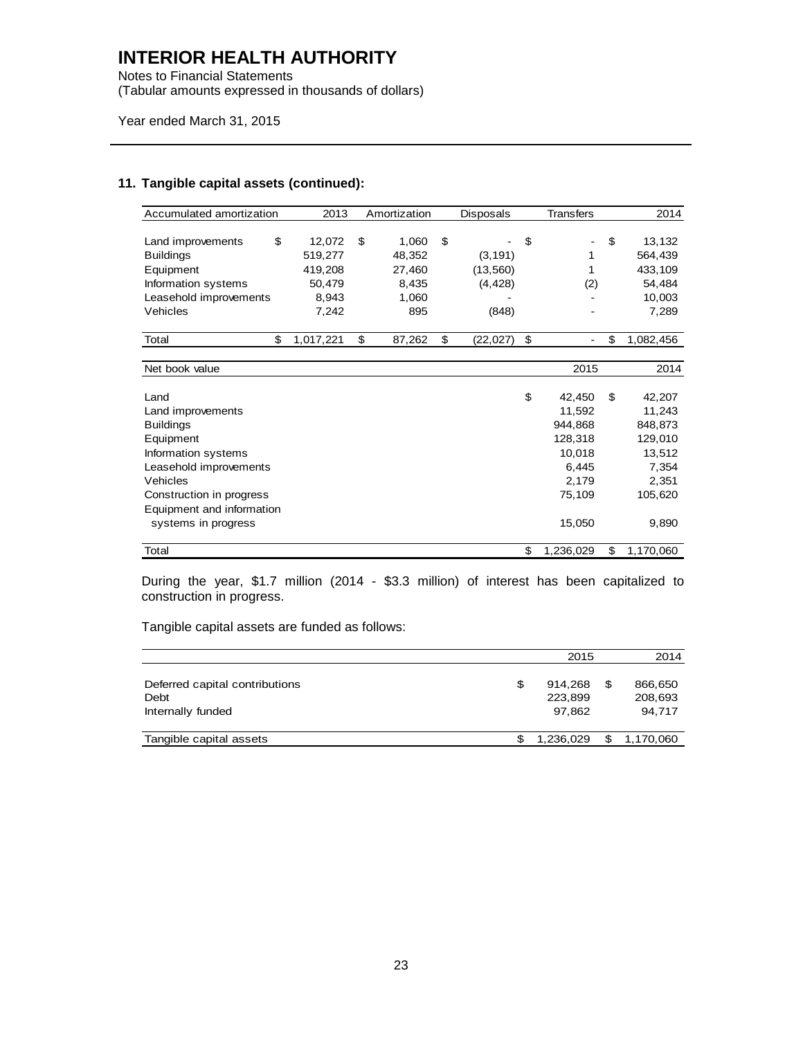# INTERIOR HEALTH AUTHORITY

Notes to Financial Statements
(Tabular amounts expressed in thousands of dollars)

Year ended March 31, 2015

## 11. Tangible capital assets (continued):

| Accumulated amortization | 2013 | Amortization | Disposals | Transfers | 2014 |
|---|---|---|---|---|---|
| Land improvements | $ 12,072 | $ 1,060 | $ - | $ - | $ 13,132 |
| Buildings | 519,277 | 48,352 | (3,191) | 1 | 564,439 |
| Equipment | 419,208 | 27,460 | (13,560) | 1 | 433,109 |
| Information systems | 50,479 | 8,435 | (4,428) | (2) | 54,484 |
| Leasehold improvements | 8,943 | 1,060 | - | - | 10,003 |
| Vehicles | 7,242 | 895 | (848) | - | 7,289 |
| Total | $ 1,017,221 | $ 87,262 | $ (22,027) | $ - | $ 1,082,456 |

| Net book value | 2015 | 2014 |
|---|---|---|
| Land | $ 42,450 | $ 42,207 |
| Land improvements | 11,592 | 11,243 |
| Buildings | 944,868 | 848,873 |
| Equipment | 128,318 | 129,010 |
| Information systems | 10,018 | 13,512 |
| Leasehold improvements | 6,445 | 7,354 |
| Vehicles | 2,179 | 2,351 |
| Construction in progress | 75,109 | 105,620 |
| Equipment and information systems in progress | 15,050 | 9,890 |
| Total | $ 1,236,029 | $ 1,170,060 |

During the year, $1.7 million (2014 - $3.3 million) of interest has been capitalized to construction in progress.

Tangible capital assets are funded as follows:

| | 2015 | 2014 |
|---|---|---|
| Deferred capital contributions | $ 914,268 | $ 866,650 |
| Debt | 223,899 | 208,693 |
| Internally funded | 97,862 | 94,717 |
| Tangible capital assets | $ 1,236,029 | $ 1,170,060 |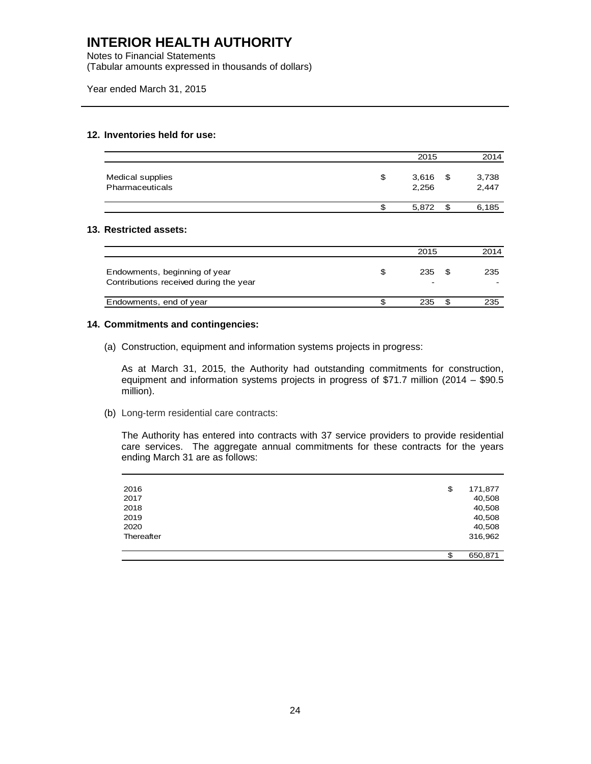# INTERIOR HEALTH AUTHORITY

Notes to Financial Statements
(Tabular amounts expressed in thousands of dollars)

Year ended March 31, 2015

### 12. Inventories held for use:

| | 2015 | 2014 |
|---|---|---|
| Medical supplies | $ 3,616 | $ 3,738 |
| Pharmaceuticals | 2,256 | 2,447 |
| | $ 5,872 | $ 6,185 |

### 13. Restricted assets:

| | 2015 | 2014 |
|---|---|---|
| Endowments, beginning of year | $ 235 | $ 235 |
| Contributions received during the year | - | - |
| Endowments, end of year | $ 235 | $ 235 |

### 14. Commitments and contingencies:

(a) Construction, equipment and information systems projects in progress:

As at March 31, 2015, the Authority had outstanding commitments for construction, equipment and information systems projects in progress of $71.7 million (2014 – $90.5 million).

(b) Long-term residential care contracts:

The Authority has entered into contracts with 37 service providers to provide residential care services. The aggregate annual commitments for these contracts for the years ending March 31 are as follows:

| | |
|---|---|
| 2016 | $ 171,877 |
| 2017 | 40,508 |
| 2018 | 40,508 |
| 2019 | 40,508 |
| 2020 | 40,508 |
| Thereafter | 316,962 |
| | $ 650,871 |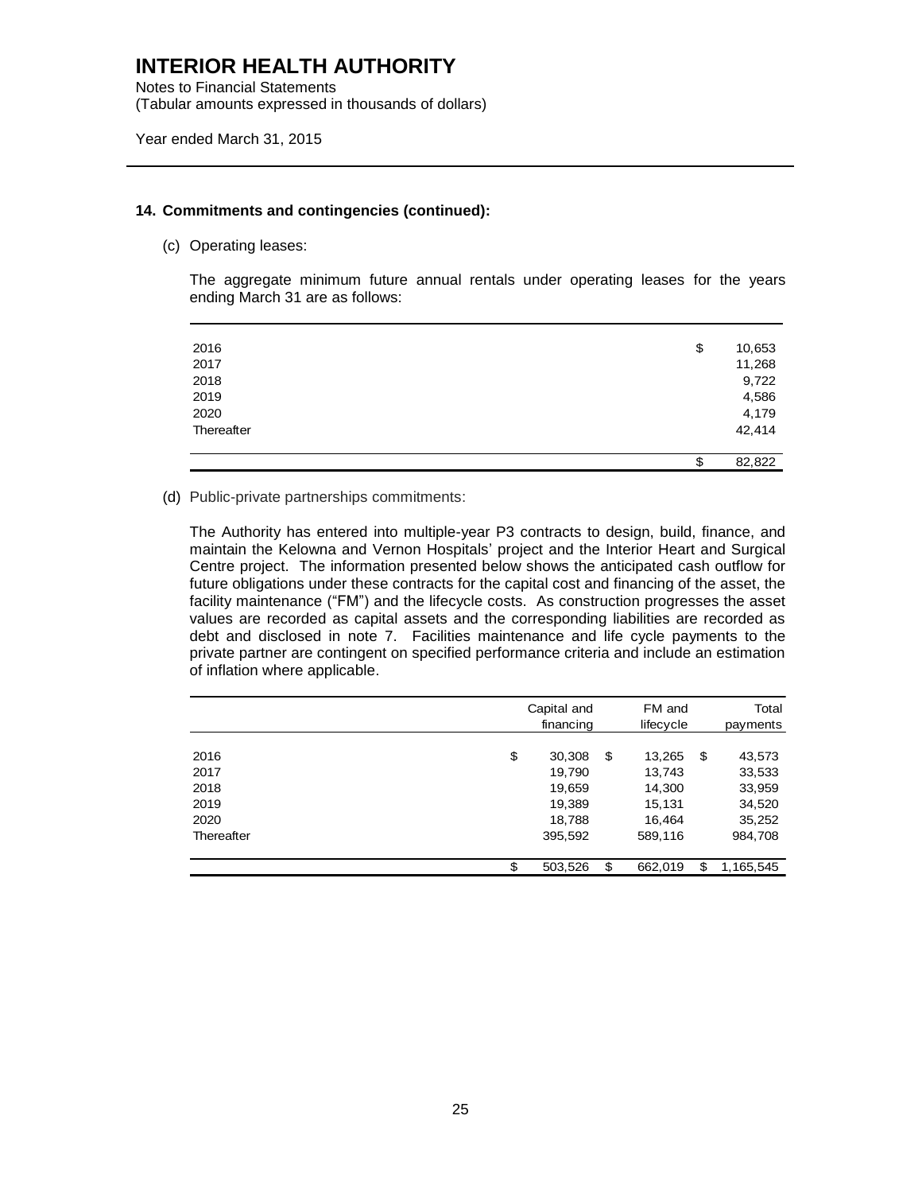# INTERIOR HEALTH AUTHORITY

Notes to Financial Statements
(Tabular amounts expressed in thousands of dollars)

Year ended March 31, 2015

## 14. Commitments and contingencies (continued):

(c) Operating leases:

The aggregate minimum future annual rentals under operating leases for the years ending March 31 are as follows:

| | |
|---|---|
| 2016 | $ 10,653 |
| 2017 | 11,268 |
| 2018 | 9,722 |
| 2019 | 4,586 |
| 2020 | 4,179 |
| Thereafter | 42,414 |
| | $ 82,822 |

(d) Public-private partnerships commitments:

The Authority has entered into multiple-year P3 contracts to design, build, finance, and maintain the Kelowna and Vernon Hospitals' project and the Interior Heart and Surgical Centre project. The information presented below shows the anticipated cash outflow for future obligations under these contracts for the capital cost and financing of the asset, the facility maintenance ("FM") and the lifecycle costs. As construction progresses the asset values are recorded as capital assets and the corresponding liabilities are recorded as debt and disclosed in note 7. Facilities maintenance and life cycle payments to the private partner are contingent on specified performance criteria and include an estimation of inflation where applicable.

| | Capital and financing | FM and lifecycle | Total payments |
|---|---|---|---|
| 2016 | $ 30,308 | $ 13,265 | $ 43,573 |
| 2017 | 19,790 | 13,743 | 33,533 |
| 2018 | 19,659 | 14,300 | 33,959 |
| 2019 | 19,389 | 15,131 | 34,520 |
| 2020 | 18,788 | 16,464 | 35,252 |
| Thereafter | 395,592 | 589,116 | 984,708 |
| | $ 503,526 | $ 662,019 | $ 1,165,545 |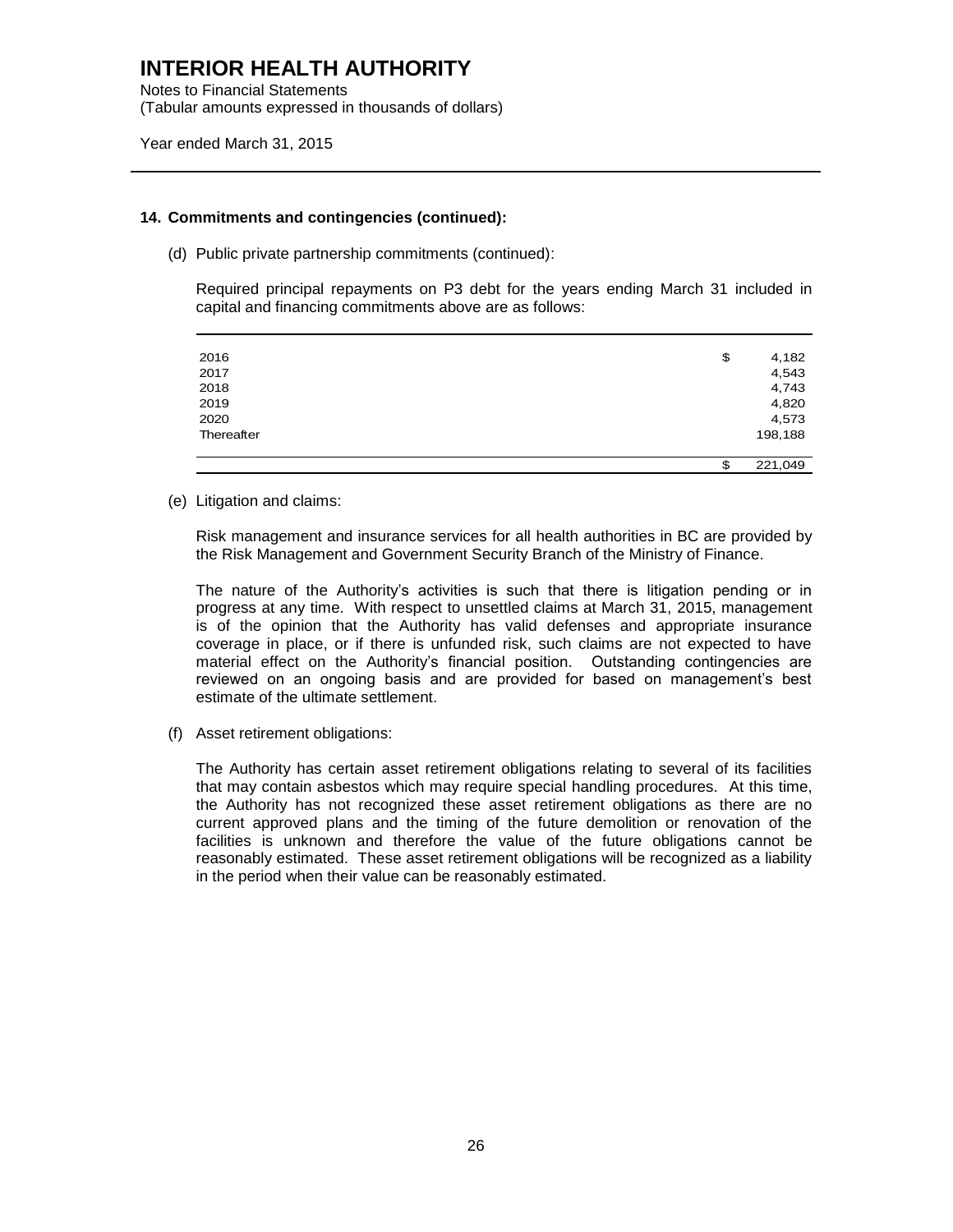# INTERIOR HEALTH AUTHORITY

Notes to Financial Statements
(Tabular amounts expressed in thousands of dollars)

Year ended March 31, 2015

---

### 14. Commitments and contingencies (continued):

(d) Public private partnership commitments (continued):

Required principal repayments on P3 debt for the years ending March 31 included in capital and financing commitments above are as follows:

| | |
|---|---|
| 2016 | $ 4,182 |
| 2017 | 4,543 |
| 2018 | 4,743 |
| 2019 | 4,820 |
| 2020 | 4,573 |
| Thereafter | 198,188 |
| | $ 221,049 |

(e) Litigation and claims:

Risk management and insurance services for all health authorities in BC are provided by the Risk Management and Government Security Branch of the Ministry of Finance.

The nature of the Authority's activities is such that there is litigation pending or in progress at any time. With respect to unsettled claims at March 31, 2015, management is of the opinion that the Authority has valid defenses and appropriate insurance coverage in place, or if there is unfunded risk, such claims are not expected to have material effect on the Authority's financial position. Outstanding contingencies are reviewed on an ongoing basis and are provided for based on management's best estimate of the ultimate settlement.

(f) Asset retirement obligations:

The Authority has certain asset retirement obligations relating to several of its facilities that may contain asbestos which may require special handling procedures. At this time, the Authority has not recognized these asset retirement obligations as there are no current approved plans and the timing of the future demolition or renovation of the facilities is unknown and therefore the value of the future obligations cannot be reasonably estimated. These asset retirement obligations will be recognized as a liability in the period when their value can be reasonably estimated.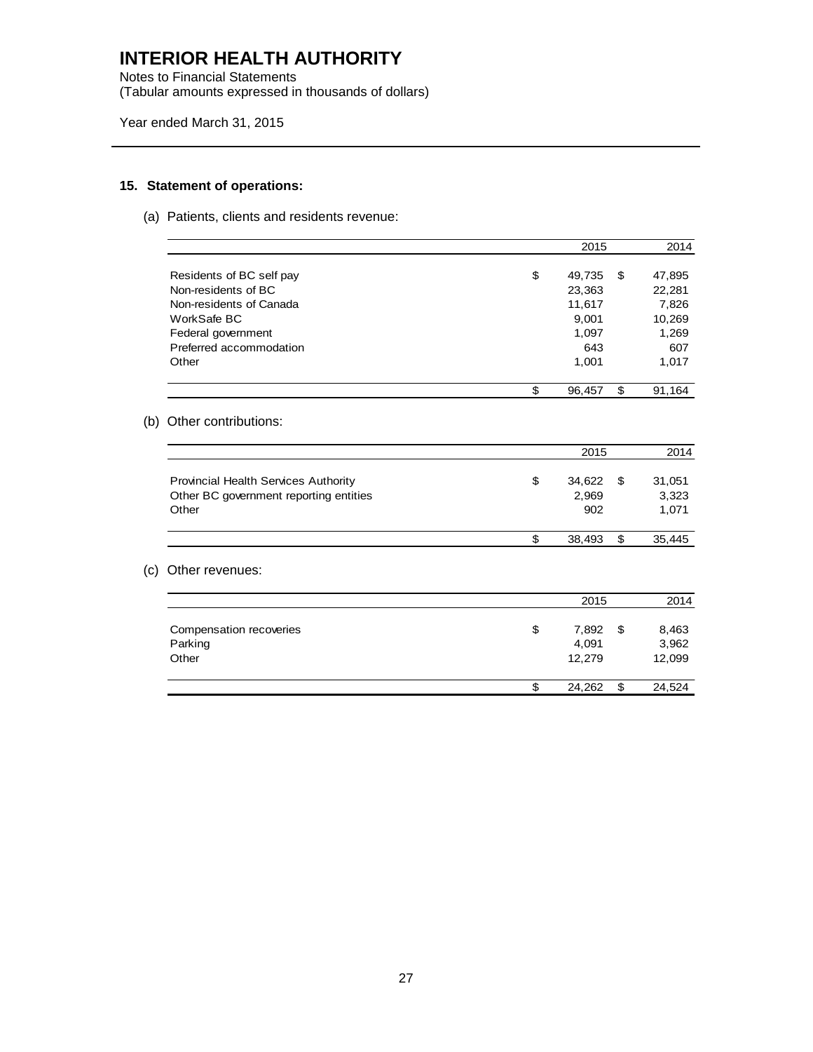# INTERIOR HEALTH AUTHORITY

Notes to Financial Statements
(Tabular amounts expressed in thousands of dollars)

Year ended March 31, 2015

## 15. Statement of operations:

(a) Patients, clients and residents revenue:

| | 2015 | 2014 |
|---|---|---|
| Residents of BC self pay | $ 49,735 | $ 47,895 |
| Non-residents of BC | 23,363 | 22,281 |
| Non-residents of Canada | 11,617 | 7,826 |
| WorkSafe BC | 9,001 | 10,269 |
| Federal government | 1,097 | 1,269 |
| Preferred accommodation | 643 | 607 |
| Other | 1,001 | 1,017 |
| | $ 96,457 | $ 91,164 |

(b) Other contributions:

| | 2015 | 2014 |
|---|---|---|
| Provincial Health Services Authority | $ 34,622 | $ 31,051 |
| Other BC government reporting entities | 2,969 | 3,323 |
| Other | 902 | 1,071 |
| | $ 38,493 | $ 35,445 |

(c) Other revenues:

| | 2015 | 2014 |
|---|---|---|
| Compensation recoveries | $ 7,892 | $ 8,463 |
| Parking | 4,091 | 3,962 |
| Other | 12,279 | 12,099 |
| | $ 24,262 | $ 24,524 |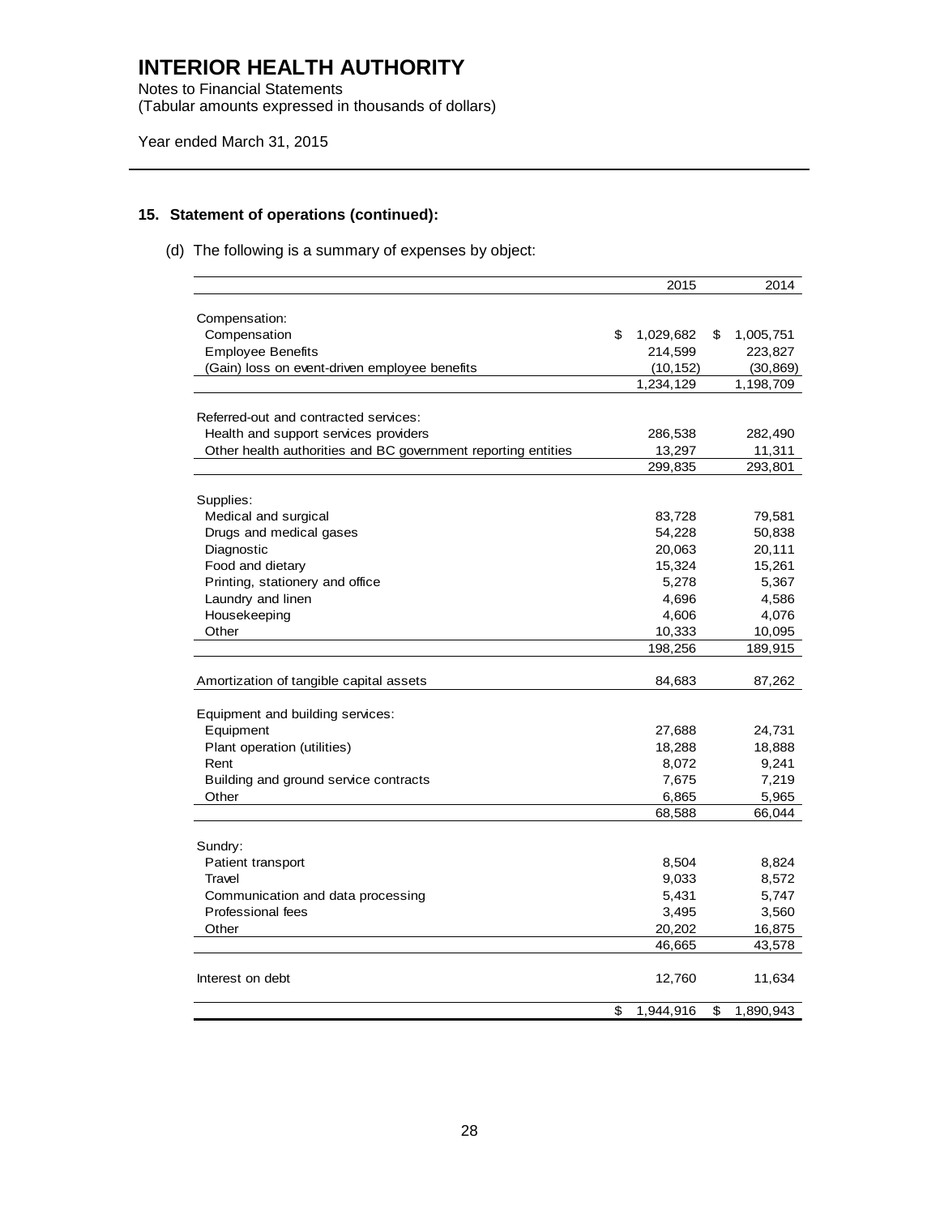# INTERIOR HEALTH AUTHORITY

Notes to Financial Statements
(Tabular amounts expressed in thousands of dollars)

Year ended March 31, 2015

## 15. Statement of operations (continued):

(d) The following is a summary of expenses by object:

| | 2015 | 2014 |
|---|---|---|
| Compensation: | | |
| Compensation | $ 1,029,682 | $ 1,005,751 |
| Employee Benefits | 214,599 | 223,827 |
| (Gain) loss on event-driven employee benefits | (10,152) | (30,869) |
| | 1,234,129 | 1,198,709 |
| Referred-out and contracted services: | | |
| Health and support services providers | 286,538 | 282,490 |
| Other health authorities and BC government reporting entities | 13,297 | 11,311 |
| | 299,835 | 293,801 |
| Supplies: | | |
| Medical and surgical | 83,728 | 79,581 |
| Drugs and medical gases | 54,228 | 50,838 |
| Diagnostic | 20,063 | 20,111 |
| Food and dietary | 15,324 | 15,261 |
| Printing, stationery and office | 5,278 | 5,367 |
| Laundry and linen | 4,696 | 4,586 |
| Housekeeping | 4,606 | 4,076 |
| Other | 10,333 | 10,095 |
| | 198,256 | 189,915 |
| Amortization of tangible capital assets | 84,683 | 87,262 |
| Equipment and building services: | | |
| Equipment | 27,688 | 24,731 |
| Plant operation (utilities) | 18,288 | 18,888 |
| Rent | 8,072 | 9,241 |
| Building and ground service contracts | 7,675 | 7,219 |
| Other | 6,865 | 5,965 |
| | 68,588 | 66,044 |
| Sundry: | | |
| Patient transport | 8,504 | 8,824 |
| Travel | 9,033 | 8,572 |
| Communication and data processing | 5,431 | 5,747 |
| Professional fees | 3,495 | 3,560 |
| Other | 20,202 | 16,875 |
| | 46,665 | 43,578 |
| Interest on debt | 12,760 | 11,634 |
| | $ 1,944,916 | $ 1,890,943 |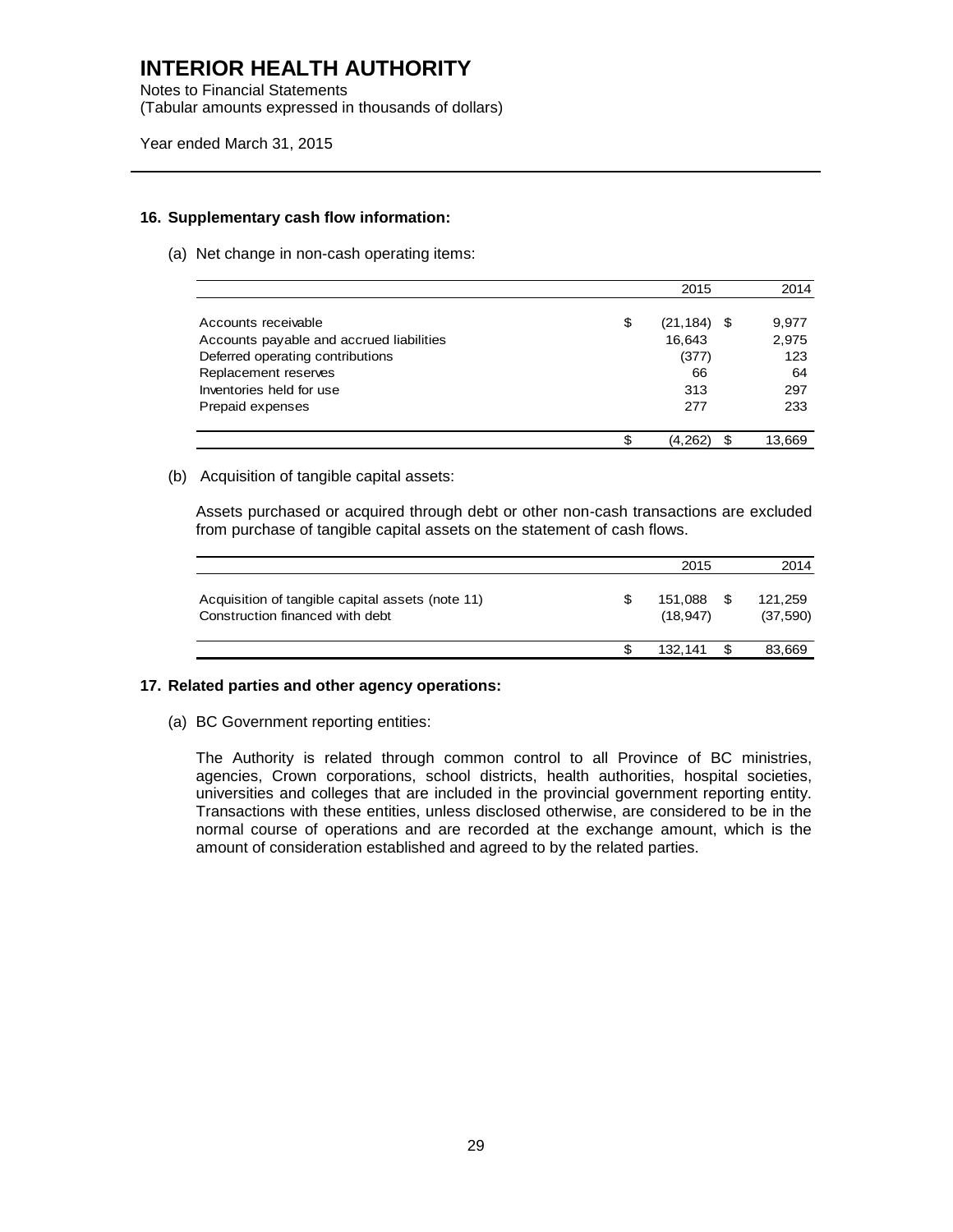## 16. Supplementary cash flow information:

(a) Net change in non-cash operating items:

| | 2015 | 2014 |
|---|---|---|
| Accounts receivable | $ (21,184) | $ 9,977 |
| Accounts payable and accrued liabilities | 16,643 | 2,975 |
| Deferred operating contributions | (377) | 123 |
| Replacement reserves | 66 | 64 |
| Inventories held for use | 313 | 297 |
| Prepaid expenses | 277 | 233 |
| | $ (4,262) | $ 13,669 |

(b) Acquisition of tangible capital assets:

Assets purchased or acquired through debt or other non-cash transactions are excluded from purchase of tangible capital assets on the statement of cash flows.

| | 2015 | 2014 |
|---|---|---|
| Acquisition of tangible capital assets (note 11) | $ 151,088 | $ 121,259 |
| Construction financed with debt | (18,947) | (37,590) |
| | $ 132,141 | $ 83,669 |

## 17. Related parties and other agency operations:

(a) BC Government reporting entities:

The Authority is related through common control to all Province of BC ministries, agencies, Crown corporations, school districts, health authorities, hospital societies, universities and colleges that are included in the provincial government reporting entity. Transactions with these entities, unless disclosed otherwise, are considered to be in the normal course of operations and are recorded at the exchange amount, which is the amount of consideration established and agreed to by the related parties.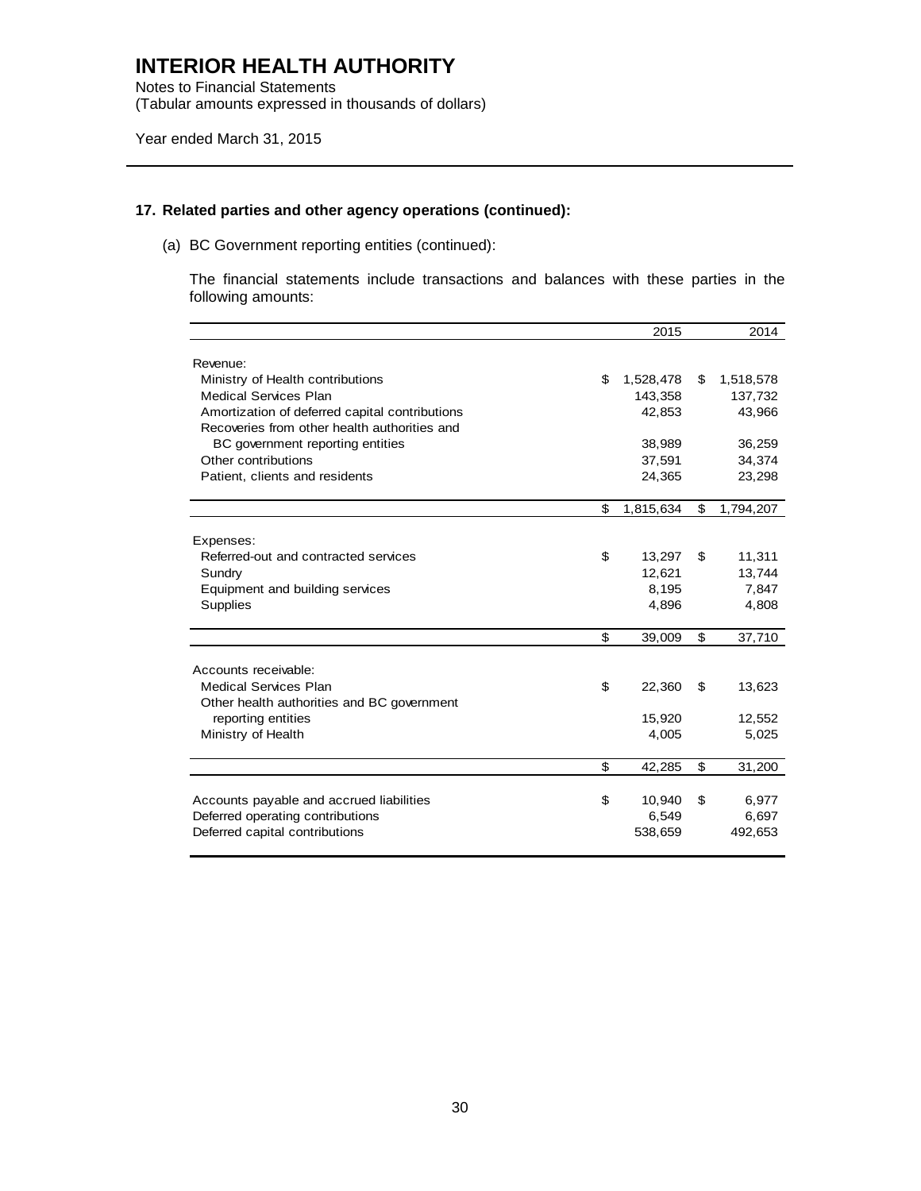# INTERIOR HEALTH AUTHORITY

Notes to Financial Statements
(Tabular amounts expressed in thousands of dollars)

Year ended March 31, 2015

## 17. Related parties and other agency operations (continued):

(a) BC Government reporting entities (continued):

The financial statements include transactions and balances with these parties in the following amounts:

| | 2015 | 2014 |
|---|---|---|
| Revenue: | | |
| Ministry of Health contributions | $ 1,528,478 | $ 1,518,578 |
| Medical Services Plan | 143,358 | 137,732 |
| Amortization of deferred capital contributions | 42,853 | 43,966 |
| Recoveries from other health authorities and BC government reporting entities | 38,989 | 36,259 |
| Other contributions | 37,591 | 34,374 |
| Patient, clients and residents | 24,365 | 23,298 |
| | $ 1,815,634 | $ 1,794,207 |
| Expenses: | | |
| Referred-out and contracted services | $ 13,297 | $ 11,311 |
| Sundry | 12,621 | 13,744 |
| Equipment and building services | 8,195 | 7,847 |
| Supplies | 4,896 | 4,808 |
| | $ 39,009 | $ 37,710 |
| Accounts receivable: | | |
| Medical Services Plan | $ 22,360 | $ 13,623 |
| Other health authorities and BC government reporting entities | 15,920 | 12,552 |
| Ministry of Health | 4,005 | 5,025 |
| | $ 42,285 | $ 31,200 |
| Accounts payable and accrued liabilities | $ 10,940 | $ 6,977 |
| Deferred operating contributions | 6,549 | 6,697 |
| Deferred capital contributions | 538,659 | 492,653 |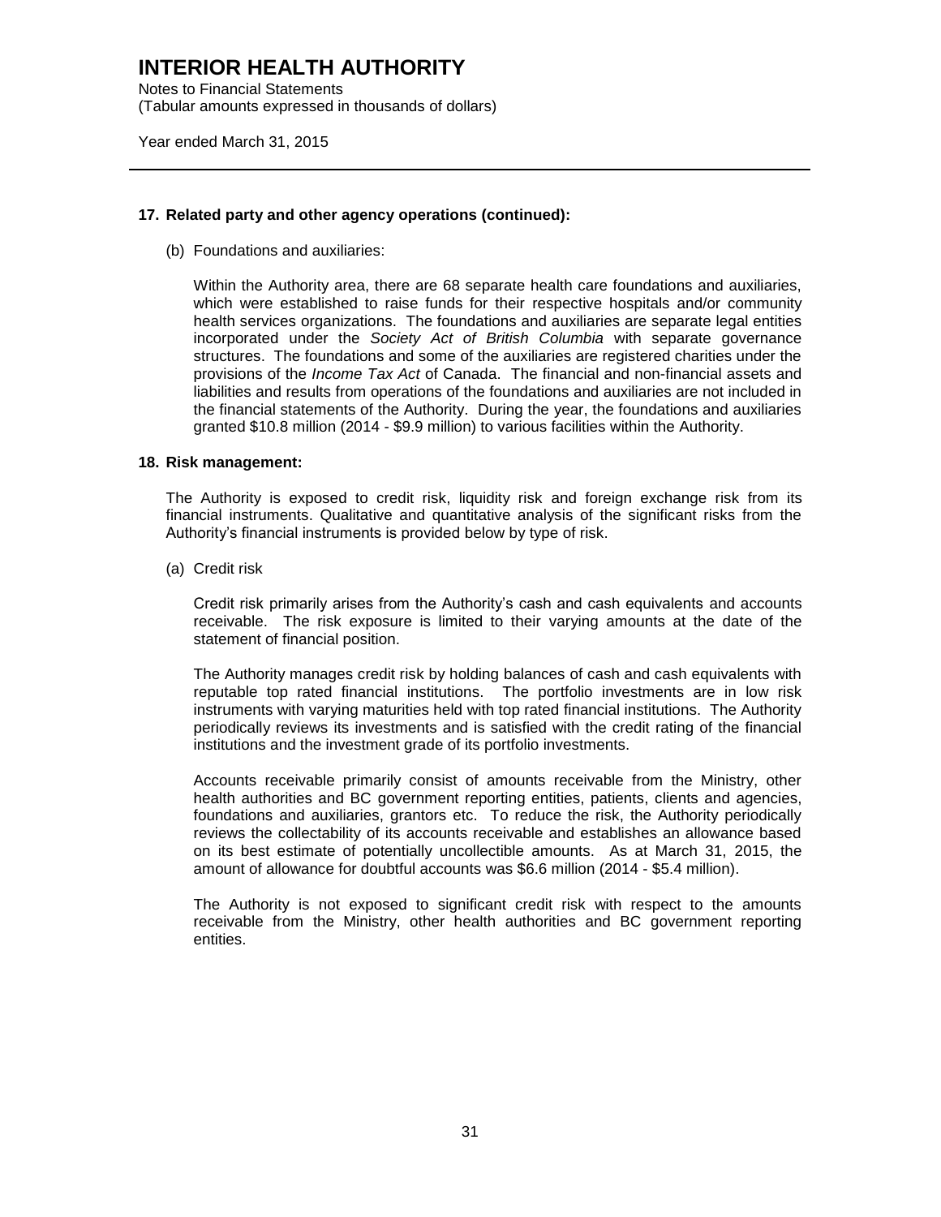## 17. Related party and other agency operations (continued):

(b) Foundations and auxiliaries:

Within the Authority area, there are 68 separate health care foundations and auxiliaries, which were established to raise funds for their respective hospitals and/or community health services organizations. The foundations and auxiliaries are separate legal entities incorporated under the *Society Act of British Columbia* with separate governance structures. The foundations and some of the auxiliaries are registered charities under the provisions of the *Income Tax Act* of Canada. The financial and non-financial assets and liabilities and results from operations of the foundations and auxiliaries are not included in the financial statements of the Authority. During the year, the foundations and auxiliaries granted $10.8 million (2014 - $9.9 million) to various facilities within the Authority.

## 18. Risk management:

The Authority is exposed to credit risk, liquidity risk and foreign exchange risk from its financial instruments. Qualitative and quantitative analysis of the significant risks from the Authority's financial instruments is provided below by type of risk.

(a) Credit risk

Credit risk primarily arises from the Authority's cash and cash equivalents and accounts receivable. The risk exposure is limited to their varying amounts at the date of the statement of financial position.

The Authority manages credit risk by holding balances of cash and cash equivalents with reputable top rated financial institutions. The portfolio investments are in low risk instruments with varying maturities held with top rated financial institutions. The Authority periodically reviews its investments and is satisfied with the credit rating of the financial institutions and the investment grade of its portfolio investments.

Accounts receivable primarily consist of amounts receivable from the Ministry, other health authorities and BC government reporting entities, patients, clients and agencies, foundations and auxiliaries, grantors etc. To reduce the risk, the Authority periodically reviews the collectability of its accounts receivable and establishes an allowance based on its best estimate of potentially uncollectible amounts. As at March 31, 2015, the amount of allowance for doubtful accounts was $6.6 million (2014 - $5.4 million).

The Authority is not exposed to significant credit risk with respect to the amounts receivable from the Ministry, other health authorities and BC government reporting entities.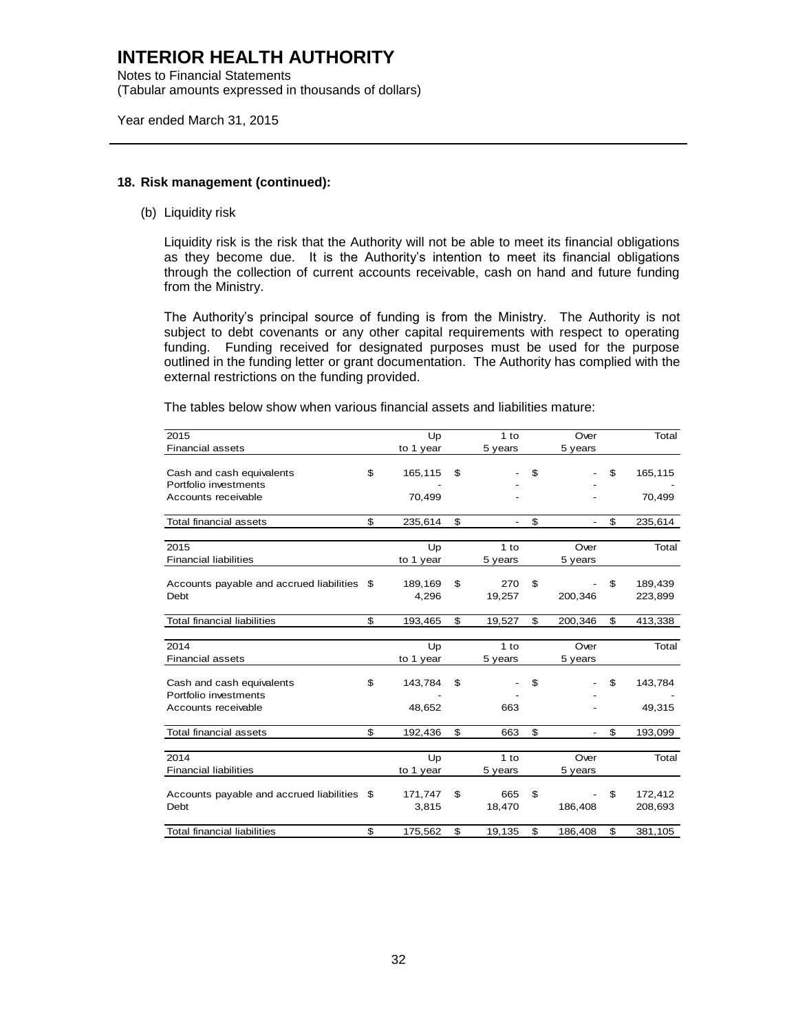# INTERIOR HEALTH AUTHORITY

Notes to Financial Statements
(Tabular amounts expressed in thousands of dollars)

Year ended March 31, 2015

### 18. Risk management (continued):

(b) Liquidity risk

Liquidity risk is the risk that the Authority will not be able to meet its financial obligations as they become due. It is the Authority's intention to meet its financial obligations through the collection of current accounts receivable, cash on hand and future funding from the Ministry.

The Authority's principal source of funding is from the Ministry. The Authority is not subject to debt covenants or any other capital requirements with respect to operating funding. Funding received for designated purposes must be used for the purpose outlined in the funding letter or grant documentation. The Authority has complied with the external restrictions on the funding provided.

The tables below show when various financial assets and liabilities mature:

| 2015<br>Financial assets | Up<br>to 1 year | 1 to<br>5 years | Over<br>5 years | Total |
|---|---|---|---|---|
| Cash and cash equivalents | $ 165,115 | $ - | $ - | $ 165,115 |
| Portfolio investments | - | - | - | - |
| Accounts receivable | 70,499 | - | - | 70,499 |
| Total financial assets | $ 235,614 | $ - | $ - | $ 235,614 |

| 2015<br>Financial liabilities | Up<br>to 1 year | 1 to<br>5 years | Over<br>5 years | Total |
|---|---|---|---|---|
| Accounts payable and accrued liabilities | $ 189,169 | $ 270 | $ - | $ 189,439 |
| Debt | 4,296 | 19,257 | 200,346 | 223,899 |
| Total financial liabilities | $ 193,465 | $ 19,527 | $ 200,346 | $ 413,338 |

| 2014<br>Financial assets | Up<br>to 1 year | 1 to<br>5 years | Over<br>5 years | Total |
|---|---|---|---|---|
| Cash and cash equivalents | $ 143,784 | $ - | $ - | $ 143,784 |
| Portfolio investments | - | - | - | - |
| Accounts receivable | 48,652 | 663 | - | 49,315 |
| Total financial assets | $ 192,436 | $ 663 | $ - | $ 193,099 |

| 2014<br>Financial liabilities | Up<br>to 1 year | 1 to<br>5 years | Over<br>5 years | Total |
|---|---|---|---|---|
| Accounts payable and accrued liabilities | $ 171,747 | $ 665 | $ - | $ 172,412 |
| Debt | 3,815 | 18,470 | 186,408 | 208,693 |
| Total financial liabilities | $ 175,562 | $ 19,135 | $ 186,408 | $ 381,105 |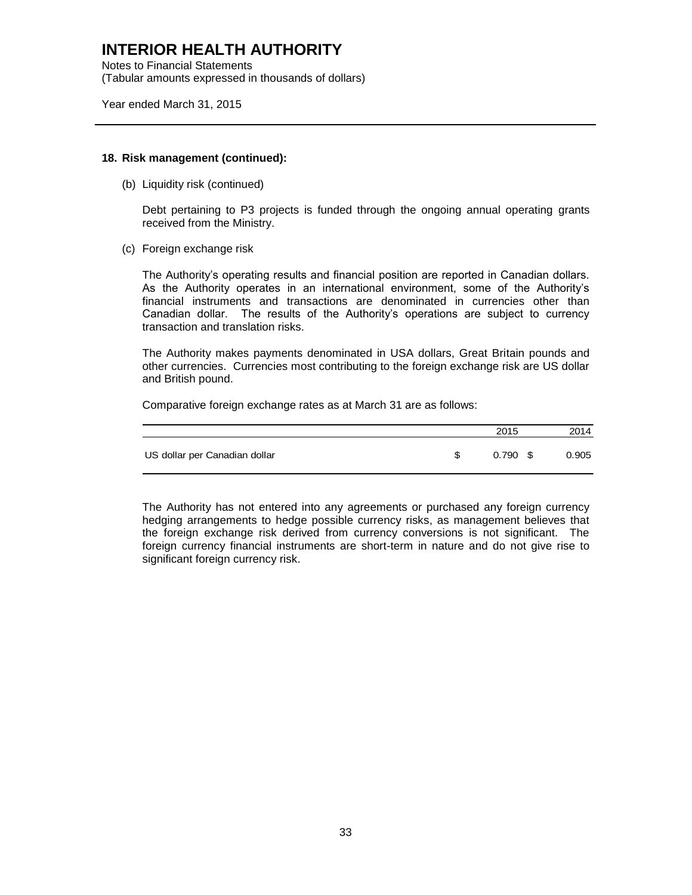# INTERIOR HEALTH AUTHORITY

Notes to Financial Statements
(Tabular amounts expressed in thousands of dollars)

Year ended March 31, 2015

---

**18. Risk management (continued):**

(b) Liquidity risk (continued)

Debt pertaining to P3 projects is funded through the ongoing annual operating grants received from the Ministry.

(c) Foreign exchange risk

The Authority's operating results and financial position are reported in Canadian dollars. As the Authority operates in an international environment, some of the Authority's financial instruments and transactions are denominated in currencies other than Canadian dollar. The results of the Authority's operations are subject to currency transaction and translation risks.

The Authority makes payments denominated in USA dollars, Great Britain pounds and other currencies. Currencies most contributing to the foreign exchange risk are US dollar and British pound.

Comparative foreign exchange rates as at March 31 are as follows:

| | 2015 | 2014 |
|---|---|---|
| US dollar per Canadian dollar | $ 0.790 | $ 0.905 |

The Authority has not entered into any agreements or purchased any foreign currency hedging arrangements to hedge possible currency risks, as management believes that the foreign exchange risk derived from currency conversions is not significant. The foreign currency financial instruments are short-term in nature and do not give rise to significant foreign currency risk.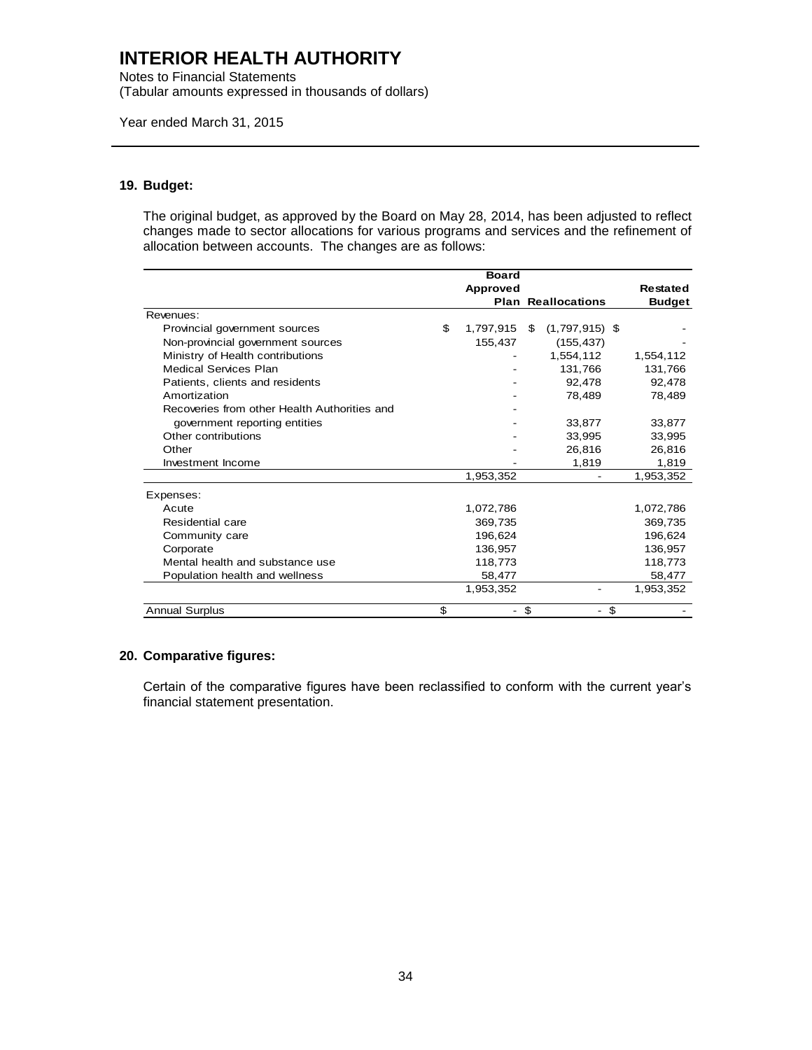# INTERIOR HEALTH AUTHORITY

Notes to Financial Statements
(Tabular amounts expressed in thousands of dollars)

Year ended March 31, 2015

## 19. Budget:

The original budget, as approved by the Board on May 28, 2014, has been adjusted to reflect changes made to sector allocations for various programs and services and the refinement of allocation between accounts. The changes are as follows:

| | Board Approved Plan | Reallocations | Restated Budget |
|---|---|---|---|
| Revenues: | | | |
| Provincial government sources | $ 1,797,915 | $ (1,797,915) | $ - |
| Non-provincial government sources | 155,437 | (155,437) | - |
| Ministry of Health contributions | - | 1,554,112 | 1,554,112 |
| Medical Services Plan | - | 131,766 | 131,766 |
| Patients, clients and residents | - | 92,478 | 92,478 |
| Amortization | - | 78,489 | 78,489 |
| Recoveries from other Health Authorities and government reporting entities | - | 33,877 | 33,877 |
| Other contributions | - | 33,995 | 33,995 |
| Other | - | 26,816 | 26,816 |
| Investment Income | - | 1,819 | 1,819 |
| | 1,953,352 | - | 1,953,352 |
| Expenses: | | | |
| Acute | 1,072,786 | | 1,072,786 |
| Residential care | 369,735 | | 369,735 |
| Community care | 196,624 | | 196,624 |
| Corporate | 136,957 | | 136,957 |
| Mental health and substance use | 118,773 | | 118,773 |
| Population health and wellness | 58,477 | | 58,477 |
| | 1,953,352 | - | 1,953,352 |
| Annual Surplus | $ - | $ - | $ - |

## 20. Comparative figures:

Certain of the comparative figures have been reclassified to conform with the current year's financial statement presentation.